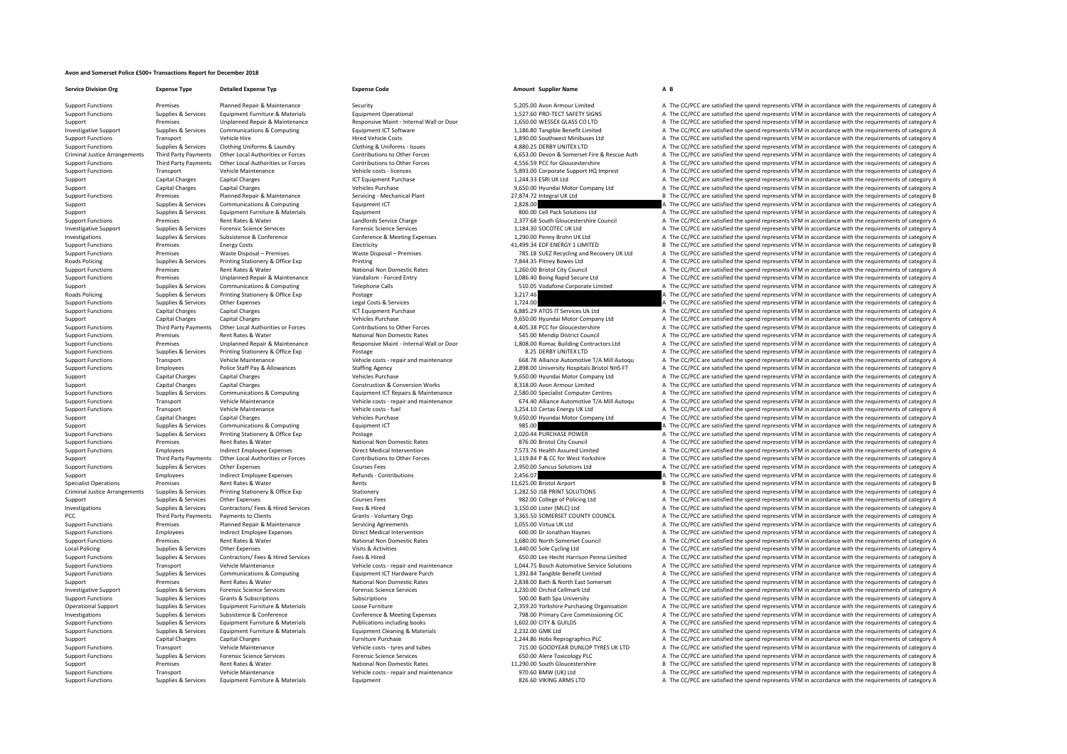# Avon and Somerset Police £500+ Transactions Report for December 2018

| Service Division Org | Expense Type | Detailed Expense Typ | Expense Code | Amount | Supplier Name | A | B |
|---|---|---|---|---|---|---|---|
| Support Functions | Premises | Planned Repair & Maintenance | Security | 5,205.00 | Avon Armour Limited | A | The CC/PCC are satisfied the spend represents VFM in accordance with the requirements of category A |
| Support Functions | Supplies & Services | Equipment Furniture & Materials | Equipment Operational | 1,527.60 | PRO-TECT SAFETY SIGNS | A | The CC/PCC are satisfied the spend represents VFM in accordance with the requirements of category A |
| Support | Premises | Unplanned Repair & Maintenance | Responsive Maint - Internal Wall or Door | 1,650.00 | WESSEX GLASS CO LTD | A | The CC/PCC are satisfied the spend represents VFM in accordance with the requirements of category A |
| Investigative Support | Supplies & Services | Communications & Computing | Equipment ICT Software | 1,186.80 | Tangible Benefit Limited | A | The CC/PCC are satisfied the spend represents VFM in accordance with the requirements of category A |
| Support Functions | Transport | Vehicle Hire | Hired Vehicle Costs | 1,890.00 | Southwest Minibuses Ltd | A | The CC/PCC are satisfied the spend represents VFM in accordance with the requirements of category A |
| Support Functions | Supplies & Services | Clothing Uniforms & Laundry | Clothing & Uniforms - Issues | 4,880.25 | DERBY UNITEX LTD | A | The CC/PCC are satisfied the spend represents VFM in accordance with the requirements of category A |
| Criminal Justice Arrangements | Third Party Payments | Other Local Authorities or Forces | Contributions to Other Forces | 6,653.00 | Devon & Somerset Fire & Rescue Auth | A | The CC/PCC are satisfied the spend represents VFM in accordance with the requirements of category A |
| Support Functions | Third Party Payments | Other Local Authorities or Forces | Contributions to Other Forces | 4,556.59 | PCC for Gloucestershire | A | The CC/PCC are satisfied the spend represents VFM in accordance with the requirements of category A |
| Support Functions | Transport | Vehicle Maintenance | Vehicle costs - licences | 5,893.00 | Corporate Support HQ Imprest | A | The CC/PCC are satisfied the spend represents VFM in accordance with the requirements of category A |
| Support | Capital Charges | Capital Charges | ICT Equipment Purchase | 1,244.33 | ESRI UK Ltd | A | The CC/PCC are satisfied the spend represents VFM in accordance with the requirements of category A |
| Support | Capital Charges | Capital Charges | Vehicles Purchase | 9,650.00 | Hyundai Motor Company Ltd | A | The CC/PCC are satisfied the spend represents VFM in accordance with the requirements of category A |
| Support Functions | Premises | Planned Repair & Maintenance | Servicing - Mechanical Plant | 27,874.72 | Integral UK Ltd | B | The CC/PCC are satisfied the spend represents VFM in accordance with the requirements of category B |
| Support | Supplies & Services | Communications & Computing | Equipment ICT | 2,828.00 | | A | The CC/PCC are satisfied the spend represents VFM in accordance with the requirements of category A |
| Support | Supplies & Services | Equipment Furniture & Materials | Equipment | 800.00 | Cell Pack Solutions Ltd | A | The CC/PCC are satisfied the spend represents VFM in accordance with the requirements of category A |
| Support Functions | Premises | Rent Rates & Water | Landlords Service Charge | 2,377.68 | South Gloucestershire Council | A | The CC/PCC are satisfied the spend represents VFM in accordance with the requirements of category A |
| Investigative Support | Supplies & Services | Forensic Science Services | Forensic Science Services | 1,184.30 | SOCOTEC UK Ltd | A | The CC/PCC are satisfied the spend represents VFM in accordance with the requirements of category A |
| Investigations | Supplies & Services | Subsistence & Conference | Conference & Meeting Expenses | 1,290.00 | Penny Brohn UK Ltd | A | The CC/PCC are satisfied the spend represents VFM in accordance with the requirements of category A |
| Support Functions | Premises | Energy Costs | Electricity | 41,499.34 | EDF ENERGY 1 LIMITED | B | The CC/PCC are satisfied the spend represents VFM in accordance with the requirements of category B |
| Support Functions | Premises | Waste Disposal – Premises | Waste Disposal – Premises | 785.18 | SUEZ Recycling and Recovery UK Ltd | A | The CC/PCC are satisfied the spend represents VFM in accordance with the requirements of category A |
| Roads Policing | Supplies & Services | Printing Stationery & Office Exp | Printing | 7,844.35 | Pitney Bowes Ltd | A | The CC/PCC are satisfied the spend represents VFM in accordance with the requirements of category A |
| Support Functions | Premises | Rent Rates & Water | National Non Domestic Rates | 1,260.00 | Bristol City Council | A | The CC/PCC are satisfied the spend represents VFM in accordance with the requirements of category A |
| Support Functions | Premises | Unplanned Repair & Maintenance | Vandalism - Forced Entry | 1,086.40 | Boing Rapid Secure Ltd | A | The CC/PCC are satisfied the spend represents VFM in accordance with the requirements of category A |
| Support | Supplies & Services | Communications & Computing | Telephone Calls | 510.05 | Vodafone Corporate Limited | A | The CC/PCC are satisfied the spend represents VFM in accordance with the requirements of category A |
| Roads Policing | Supplies & Services | Printing Stationery & Office Exp | Postage | 3,217.46 | | A | The CC/PCC are satisfied the spend represents VFM in accordance with the requirements of category A |
| Support Functions | Supplies & Services | Other Expenses | Legal Costs & Services | 1,724.00 | | A | The CC/PCC are satisfied the spend represents VFM in accordance with the requirements of category A |
| Support Functions | Capital Charges | Capital Charges | ICT Equipment Purchase | 6,885.29 | ATOS IT Services Uk Ltd | A | The CC/PCC are satisfied the spend represents VFM in accordance with the requirements of category A |
| Support | Capital Charges | Capital Charges | Vehicles Purchase | 9,650.00 | Hyundai Motor Company Ltd | A | The CC/PCC are satisfied the spend represents VFM in accordance with the requirements of category A |
| Support Functions | Third Party Payments | Other Local Authorities or Forces | Contributions to Other Forces | 4,405.38 | PCC for Gloucestershire | A | The CC/PCC are satisfied the spend represents VFM in accordance with the requirements of category A |
| Support Functions | Premises | Rent Rates & Water | National Non Domestic Rates | 545.00 | Mendip District Council | A | The CC/PCC are satisfied the spend represents VFM in accordance with the requirements of category A |
| Support Functions | Premises | Unplanned Repair & Maintenance | Responsive Maint - Internal Wall or Door | 1,808.00 | Romac Building Contractors Ltd | A | The CC/PCC are satisfied the spend represents VFM in accordance with the requirements of category A |
| Support Functions | Supplies & Services | Printing Stationery & Office Exp | Postage | 8.25 | DERBY UNITEX LTD | A | The CC/PCC are satisfied the spend represents VFM in accordance with the requirements of category A |
| Support Functions | Transport | Vehicle Maintenance | Vehicle costs - repair and maintenance | 668.78 | Alliance Automotive T/A Mill Autoqu | A | The CC/PCC are satisfied the spend represents VFM in accordance with the requirements of category A |
| Support Functions | Employees | Police Staff Pay & Allowances | Staffing Agency | 2,898.00 | University Hospitals Bristol NHS FT | A | The CC/PCC are satisfied the spend represents VFM in accordance with the requirements of category A |
| Support | Capital Charges | Capital Charges | Vehicles Purchase | 9,650.00 | Hyundai Motor Company Ltd | A | The CC/PCC are satisfied the spend represents VFM in accordance with the requirements of category A |
| Support | Capital Charges | Capital Charges | Construction & Conversion Works | 8,318.00 | Avon Armour Limited | A | The CC/PCC are satisfied the spend represents VFM in accordance with the requirements of category A |
| Support Functions | Supplies & Services | Communications & Computing | Equipment ICT Repairs & Maintenance | 2,580.00 | Specialist Computer Centres | A | The CC/PCC are satisfied the spend represents VFM in accordance with the requirements of category A |
| Support Functions | Transport | Vehicle Maintenance | Vehicle costs - repair and maintenance | 674.40 | Alliance Automotive T/A Mill Autoqu | A | The CC/PCC are satisfied the spend represents VFM in accordance with the requirements of category A |
| Support Functions | Transport | Vehicle Maintenance | Vehicle costs - fuel | 3,254.10 | Certas Energy UK Ltd | A | The CC/PCC are satisfied the spend represents VFM in accordance with the requirements of category A |
| Support | Capital Charges | Capital Charges | Vehicles Purchase | 9,650.00 | Hyundai Motor Company Ltd | A | The CC/PCC are satisfied the spend represents VFM in accordance with the requirements of category A |
| Support | Supplies & Services | Communications & Computing | Equipment ICT | 985.00 | | A | The CC/PCC are satisfied the spend represents VFM in accordance with the requirements of category A |
| Support Functions | Supplies & Services | Printing Stationery & Office Exp | Postage | 2,020.44 | PURCHASE POWER | A | The CC/PCC are satisfied the spend represents VFM in accordance with the requirements of category A |
| Support Functions | Premises | Rent Rates & Water | National Non Domestic Rates | 876.00 | Bristol City Council | A | The CC/PCC are satisfied the spend represents VFM in accordance with the requirements of category A |
| Support Functions | Employees | Indirect Employee Expenses | Direct Medical Intervention | 7,573.76 | Health Assured Limited | A | The CC/PCC are satisfied the spend represents VFM in accordance with the requirements of category A |
| Support | Third Party Payments | Other Local Authorities or Forces | Contributions to Other Forces | 1,119.84 | P & CC for West Yorkshire | A | The CC/PCC are satisfied the spend represents VFM in accordance with the requirements of category A |
| Support Functions | Supplies & Services | Other Expenses | Courses Fees | 2,950.00 | Sancus Solutions Ltd | A | The CC/PCC are satisfied the spend represents VFM in accordance with the requirements of category A |
| Support | Employees | Indirect Employee Expenses | Refunds - Contributions | 2,456.07 | | A | The CC/PCC are satisfied the spend represents VFM in accordance with the requirements of category A |
| Specialist Operations | Premises | Rent Rates & Water | Rents | 11,625.00 | Bristol Airport | B | The CC/PCC are satisfied the spend represents VFM in accordance with the requirements of category B |
| Criminal Justice Arrangements | Supplies & Services | Printing Stationery & Office Exp | Stationery | 1,282.50 | JSB PRINT SOLUTIONS | A | The CC/PCC are satisfied the spend represents VFM in accordance with the requirements of category A |
| Support | Supplies & Services | Other Expenses | Courses Fees | 982.00 | College of Policing Ltd | A | The CC/PCC are satisfied the spend represents VFM in accordance with the requirements of category A |
| Investigations | Supplies & Services | Contractors/ Fees & Hired Services | Fees & Hired | 3,150.00 | Lister (MLC) Ltd | A | The CC/PCC are satisfied the spend represents VFM in accordance with the requirements of category A |
| PCC | Third Party Payments | Payments to Clients | Grants - Voluntary Orgs | 3,365.50 | SOMERSET COUNTY COUNCIL | A | The CC/PCC are satisfied the spend represents VFM in accordance with the requirements of category A |
| Support Functions | Premises | Planned Repair & Maintenance | Servicing Agreements | 1,055.00 | Virtua UK Ltd | A | The CC/PCC are satisfied the spend represents VFM in accordance with the requirements of category A |
| Support Functions | Employees | Indirect Employee Expenses | Direct Medical Intervention | 600.00 | Dr Jonathan Haynes | A | The CC/PCC are satisfied the spend represents VFM in accordance with the requirements of category A |
| Support Functions | Premises | Rent Rates & Water | National Non Domestic Rates | 1,680.00 | North Somerset Council | A | The CC/PCC are satisfied the spend represents VFM in accordance with the requirements of category A |
| Local Policing | Supplies & Services | Other Expenses | Visits & Activities | 1,440.00 | Sole Cycling Ltd | A | The CC/PCC are satisfied the spend represents VFM in accordance with the requirements of category A |
| Support Functions | Supplies & Services | Contractors/ Fees & Hired Services | Fees & Hired | 650.00 | Lee Hecht Harrison Penna Limited | A | The CC/PCC are satisfied the spend represents VFM in accordance with the requirements of category A |
| Support Functions | Transport | Vehicle Maintenance | Vehicle costs - repair and maintenance | 1,044.75 | Bosch Automotive Service Solutions | A | The CC/PCC are satisfied the spend represents VFM in accordance with the requirements of category A |
| Support Functions | Supplies & Services | Communications & Computing | Equipment ICT Hardware Purch | 1,392.84 | Tangible Benefit Limited | A | The CC/PCC are satisfied the spend represents VFM in accordance with the requirements of category A |
| Support | Premises | Rent Rates & Water | National Non Domestic Rates | 2,838.00 | Bath & North East Somerset | A | The CC/PCC are satisfied the spend represents VFM in accordance with the requirements of category A |
| Investigative Support | Supplies & Services | Forensic Science Services | Forensic Science Services | 1,230.00 | Orchid Cellmark Ltd | A | The CC/PCC are satisfied the spend represents VFM in accordance with the requirements of category A |
| Support Functions | Supplies & Services | Grants & Subscriptions | Subscriptions | 500.00 | Bath Spa University | A | The CC/PCC are satisfied the spend represents VFM in accordance with the requirements of category A |
| Operational Support | Supplies & Services | Equipment Furniture & Materials | Loose Furniture | 2,359.20 | Yorkshire Purchasing Organisation | A | The CC/PCC are satisfied the spend represents VFM in accordance with the requirements of category A |
| Investigations | Supplies & Services | Subsistence & Conference | Conference & Meeting Expenses | 798.00 | Primary Care Commissioning CIC | A | The CC/PCC are satisfied the spend represents VFM in accordance with the requirements of category A |
| Support Functions | Supplies & Services | Equipment Furniture & Materials | Publications including books | 1,602.00 | CITY & GUILDS | A | The CC/PCC are satisfied the spend represents VFM in accordance with the requirements of category A |
| Support Functions | Supplies & Services | Equipment Furniture & Materials | Equipment Cleaning & Materials | 2,232.00 | GMK Ltd | A | The CC/PCC are satisfied the spend represents VFM in accordance with the requirements of category A |
| Support | Capital Charges | Capital Charges | Furniture Purchase | 1,244.86 | Hobs Reprographics PLC | A | The CC/PCC are satisfied the spend represents VFM in accordance with the requirements of category A |
| Support Functions | Transport | Vehicle Maintenance | Vehicle costs - tyres and tubes | 715.00 | GOODYEAR DUNLOP TYRES UK LTD | A | The CC/PCC are satisfied the spend represents VFM in accordance with the requirements of category A |
| Support Functions | Supplies & Services | Forensic Science Services | Forensic Science Services | 650.00 | Alere Toxicology PLC | A | The CC/PCC are satisfied the spend represents VFM in accordance with the requirements of category A |
| Support | Premises | Rent Rates & Water | National Non Domestic Rates | 11,290.00 | South Gloucestershire | B | The CC/PCC are satisfied the spend represents VFM in accordance with the requirements of category B |
| Support Functions | Transport | Vehicle Maintenance | Vehicle costs - repair and maintenance | 970.60 | BMW (UK) Ltd | A | The CC/PCC are satisfied the spend represents VFM in accordance with the requirements of category A |
| Support Functions | Supplies & Services | Equipment Furniture & Materials | Equipment | 826.60 | VIKING ARMS LTD | A | The CC/PCC are satisfied the spend represents VFM in accordance with the requirements of category A |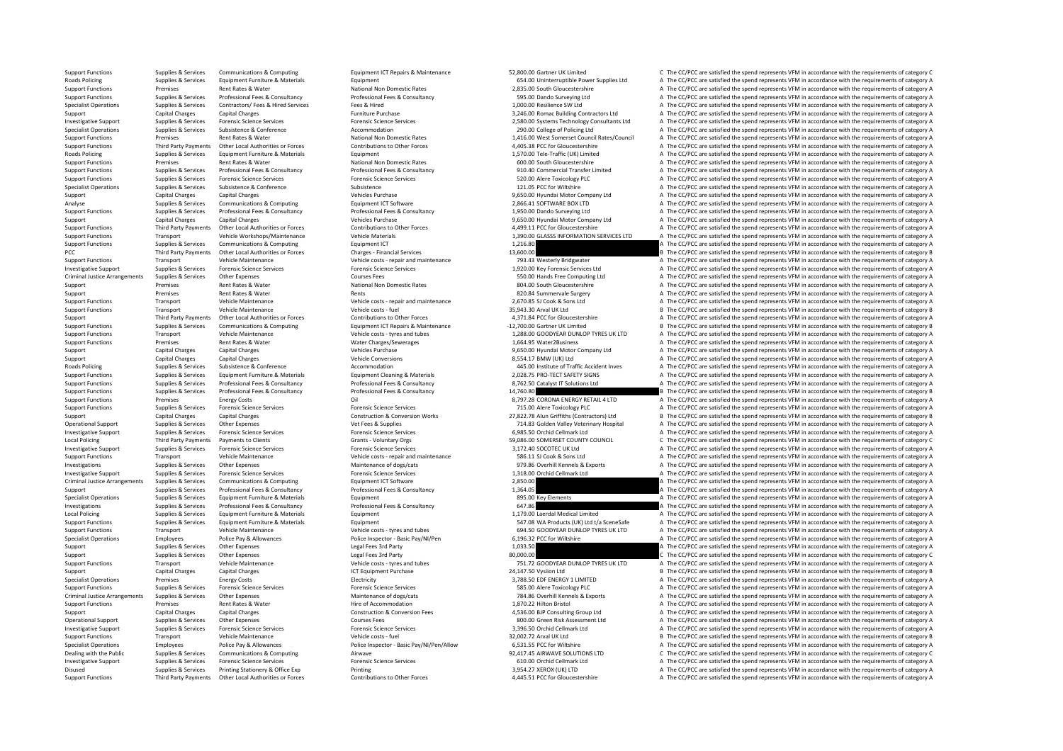| | | | | | | | |
|---|---|---|---|---|---|---|---|
| Support Functions | Supplies & Services | Communications & Computing | Equipment ICT Repairs & Maintenance | 52,800.00 | Gartner UK Limited | C | The CC/PCC are satisfied the spend represents VFM in accordance with the requirements of category C |
| Roads Policing | Supplies & Services | Equipment Furniture & Materials | Equipment | 654.00 | Uninterruptible Power Supplies Ltd | A | The CC/PCC are satisfied the spend represents VFM in accordance with the requirements of category A |
| Support Functions | Premises | Rent Rates & Water | National Non Domestic Rates | 2,835.00 | South Gloucestershire | A | The CC/PCC are satisfied the spend represents VFM in accordance with the requirements of category A |
| Support Functions | Supplies & Services | Professional Fees & Consultancy | Professional Fees & Consultancy | 595.00 | Dando Surveying Ltd | A | The CC/PCC are satisfied the spend represents VFM in accordance with the requirements of category A |
| Specialist Operations | Supplies & Services | Contractors/ Fees & Hired Services | Fees & Hired | 1,000.00 | Resilience SW Ltd | A | The CC/PCC are satisfied the spend represents VFM in accordance with the requirements of category A |
| Support | Capital Charges | Capital Charges | Furniture Purchase | 3,246.00 | Romac Building Contractors Ltd | A | The CC/PCC are satisfied the spend represents VFM in accordance with the requirements of category A |
| Investigative Support | Supplies & Services | Forensic Science Services | Forensic Science Services | 2,580.00 | Systems Technology Consultants Ltd | A | The CC/PCC are satisfied the spend represents VFM in accordance with the requirements of category A |
| Specialist Operations | Supplies & Services | Subsistence & Conference | Accommodation | 290.00 | College of Policing Ltd | A | The CC/PCC are satisfied the spend represents VFM in accordance with the requirements of category A |
| Support Functions | Premises | Rent Rates & Water | National Non Domestic Rates | 1,416.00 | West Somerset Council Rates/Council | A | The CC/PCC are satisfied the spend represents VFM in accordance with the requirements of category A |
| Support Functions | Third Party Payments | Other Local Authorities or Forces | Contributions to Other Forces | 4,405.38 | PCC for Gloucestershire | A | The CC/PCC are satisfied the spend represents VFM in accordance with the requirements of category A |
| Roads Policing | Supplies & Services | Equipment Furniture & Materials | Equipment | 1,570.00 | Tele-Traffic (UK) Limited | A | The CC/PCC are satisfied the spend represents VFM in accordance with the requirements of category A |
| Support Functions | Premises | Rent Rates & Water | National Non Domestic Rates | 600.00 | South Gloucestershire | A | The CC/PCC are satisfied the spend represents VFM in accordance with the requirements of category A |
| Support Functions | Supplies & Services | Professional Fees & Consultancy | Professional Fees & Consultancy | 910.40 | Commercial Transfer Limited | A | The CC/PCC are satisfied the spend represents VFM in accordance with the requirements of category A |
| Support Functions | Supplies & Services | Forensic Science Services | Forensic Science Services | 520.00 | Alere Toxicology PLC | A | The CC/PCC are satisfied the spend represents VFM in accordance with the requirements of category A |
| Specialist Operations | Supplies & Services | Subsistence & Conference | Subsistence | 121.05 | PCC for Wiltshire | A | The CC/PCC are satisfied the spend represents VFM in accordance with the requirements of category A |
| Support | Capital Charges | Capital Charges | Vehicles Purchase | 9,650.00 | Hyundai Motor Company Ltd | A | The CC/PCC are satisfied the spend represents VFM in accordance with the requirements of category A |
| Analyse | Supplies & Services | Communications & Computing | Equipment ICT Software | 2,866.41 | SOFTWARE BOX LTD | A | The CC/PCC are satisfied the spend represents VFM in accordance with the requirements of category A |
| Support Functions | Supplies & Services | Professional Fees & Consultancy | Professional Fees & Consultancy | 1,950.00 | Dando Surveying Ltd | A | The CC/PCC are satisfied the spend represents VFM in accordance with the requirements of category A |
| Support | Capital Charges | Capital Charges | Vehicles Purchase | 9,650.00 | Hyundai Motor Company Ltd | A | The CC/PCC are satisfied the spend represents VFM in accordance with the requirements of category A |
| Support Functions | Third Party Payments | Other Local Authorities or Forces | Contributions to Other Forces | 4,499.11 | PCC for Gloucestershire | A | The CC/PCC are satisfied the spend represents VFM in accordance with the requirements of category A |
| Support Functions | Transport | Vehicle Workshops/Maintenance | Vehicle Materials | 1,390.00 | GLASS INFORMATION SERVICES LTD | A | The CC/PCC are satisfied the spend represents VFM in accordance with the requirements of category A |
| Support Functions | Supplies & Services | Communications & Computing | Equipment ICT | 1,216.80 | | A | The CC/PCC are satisfied the spend represents VFM in accordance with the requirements of category A |
| PCC | Third Party Payments | Other Local Authorities or Forces | Charges - Financial Services | 13,600.00 | | B | The CC/PCC are satisfied the spend represents VFM in accordance with the requirements of category B |
| Support Functions | Transport | Vehicle Maintenance | Vehicle costs - repair and maintenance | 793.43 | Westerly Bridgwater | A | The CC/PCC are satisfied the spend represents VFM in accordance with the requirements of category A |
| Investigative Support | Supplies & Services | Forensic Science Services | Forensic Science Services | 1,920.00 | Key Forensic Services Ltd | A | The CC/PCC are satisfied the spend represents VFM in accordance with the requirements of category A |
| Criminal Justice Arrangements | Supplies & Services | Other Expenses | Courses Fees | 550.00 | Hands Free Computing Ltd | A | The CC/PCC are satisfied the spend represents VFM in accordance with the requirements of category A |
| Support | Premises | Rent Rates & Water | National Non Domestic Rates | 804.00 | South Gloucestershire | A | The CC/PCC are satisfied the spend represents VFM in accordance with the requirements of category A |
| Support | Premises | Rent Rates & Water | Rents | 820.84 | Summervale Surgery | A | The CC/PCC are satisfied the spend represents VFM in accordance with the requirements of category A |
| Support Functions | Transport | Vehicle Maintenance | Vehicle costs - repair and maintenance | 2,670.85 | SJ Cook & Sons Ltd | A | The CC/PCC are satisfied the spend represents VFM in accordance with the requirements of category A |
| Support Functions | Transport | Vehicle Maintenance | Vehicle costs - fuel | 35,943.30 | Arval UK Ltd | B | The CC/PCC are satisfied the spend represents VFM in accordance with the requirements of category B |
| Support | Third Party Payments | Other Local Authorities or Forces | Contributions to Other Forces | 4,371.84 | PCC for Gloucestershire | A | The CC/PCC are satisfied the spend represents VFM in accordance with the requirements of category A |
| Support Functions | Supplies & Services | Communications & Computing | Equipment ICT Repairs & Maintenance | -12,700.00 | Gartner UK Limited | B | The CC/PCC are satisfied the spend represents VFM in accordance with the requirements of category B |
| Support Functions | Transport | Vehicle Maintenance | Vehicle costs - tyres and tubes | 1,288.00 | GOODYEAR DUNLOP TYRES UK LTD | A | The CC/PCC are satisfied the spend represents VFM in accordance with the requirements of category A |
| Support Functions | Premises | Rent Rates & Water | Water Charges/Sewerages | 1,664.95 | Water2Business | A | The CC/PCC are satisfied the spend represents VFM in accordance with the requirements of category A |
| Support | Capital Charges | Capital Charges | Vehicles Purchase | 9,650.00 | Hyundai Motor Company Ltd | A | The CC/PCC are satisfied the spend represents VFM in accordance with the requirements of category A |
| Support | Capital Charges | Capital Charges | Vehicle Conversions | 8,554.17 | BMW (UK) Ltd | A | The CC/PCC are satisfied the spend represents VFM in accordance with the requirements of category A |
| Roads Policing | Supplies & Services | Subsistence & Conference | Accommodation | 445.00 | Institute of Traffic Accident Inves | A | The CC/PCC are satisfied the spend represents VFM in accordance with the requirements of category A |
| Support Functions | Supplies & Services | Equipment Furniture & Materials | Equipment Cleaning & Materials | 2,028.75 | PRO-TECT SAFETY SIGNS | A | The CC/PCC are satisfied the spend represents VFM in accordance with the requirements of category A |
| Support Functions | Supplies & Services | Professional Fees & Consultancy | Professional Fees & Consultancy | 8,762.50 | Catalyst IT Solutions Ltd | A | The CC/PCC are satisfied the spend represents VFM in accordance with the requirements of category A |
| Support Functions | Supplies & Services | Professional Fees & Consultancy | Professional Fees & Consultancy | 14,760.80 | | B | The CC/PCC are satisfied the spend represents VFM in accordance with the requirements of category B |
| Support Functions | Premises | Energy Costs | Oil | 8,797.28 | CORONA ENERGY RETAIL 4 LTD | A | The CC/PCC are satisfied the spend represents VFM in accordance with the requirements of category A |
| Support Functions | Supplies & Services | Forensic Science Services | Forensic Science Services | 715.00 | Alere Toxicology PLC | A | The CC/PCC are satisfied the spend represents VFM in accordance with the requirements of category A |
| Support | Capital Charges | Capital Charges | Construction & Conversion Works | 27,822.78 | Alun Griffiths (Contractors) Ltd | B | The CC/PCC are satisfied the spend represents VFM in accordance with the requirements of category B |
| Operational Support | Supplies & Services | Other Expenses | Vet Fees & Supplies | 714.83 | Golden Valley Veterinary Hospital | A | The CC/PCC are satisfied the spend represents VFM in accordance with the requirements of category A |
| Investigative Support | Supplies & Services | Forensic Science Services | Forensic Science Services | 6,985.50 | Orchid Cellmark Ltd | A | The CC/PCC are satisfied the spend represents VFM in accordance with the requirements of category A |
| Local Policing | Third Party Payments | Payments to Clients | Grants - Voluntary Orgs | 59,086.00 | SOMERSET COUNTY COUNCIL | C | The CC/PCC are satisfied the spend represents VFM in accordance with the requirements of category C |
| Investigative Support | Supplies & Services | Forensic Science Services | Forensic Science Services | 3,172.40 | SOCOTEC UK Ltd | A | The CC/PCC are satisfied the spend represents VFM in accordance with the requirements of category A |
| Support Functions | Transport | Vehicle Maintenance | Vehicle costs - repair and maintenance | 586.11 | SJ Cook & Sons Ltd | A | The CC/PCC are satisfied the spend represents VFM in accordance with the requirements of category A |
| Investigations | Supplies & Services | Other Expenses | Maintenance of dogs/cats | 979.86 | Overhill Kennels & Exports | A | The CC/PCC are satisfied the spend represents VFM in accordance with the requirements of category A |
| Investigative Support | Supplies & Services | Forensic Science Services | Forensic Science Services | 1,318.00 | Orchid Cellmark Ltd | A | The CC/PCC are satisfied the spend represents VFM in accordance with the requirements of category A |
| Criminal Justice Arrangements | Supplies & Services | Communications & Computing | Equipment ICT Software | 2,850.00 | | A | The CC/PCC are satisfied the spend represents VFM in accordance with the requirements of category A |
| Support | Supplies & Services | Professional Fees & Consultancy | Professional Fees & Consultancy | 1,364.05 | | A | The CC/PCC are satisfied the spend represents VFM in accordance with the requirements of category A |
| Specialist Operations | Supplies & Services | Equipment Furniture & Materials | Equipment | 895.00 | Key Elements | A | The CC/PCC are satisfied the spend represents VFM in accordance with the requirements of category A |
| Investigations | Supplies & Services | Professional Fees & Consultancy | Professional Fees & Consultancy | 647.86 | | A | The CC/PCC are satisfied the spend represents VFM in accordance with the requirements of category A |
| Local Policing | Supplies & Services | Equipment Furniture & Materials | Equipment | 1,179.00 | Laerdal Medical Limited | A | The CC/PCC are satisfied the spend represents VFM in accordance with the requirements of category A |
| Support Functions | Supplies & Services | Equipment Furniture & Materials | Equipment | 547.08 | WA Products (UK) Ltd t/a SceneSafe | A | The CC/PCC are satisfied the spend represents VFM in accordance with the requirements of category A |
| Support Functions | Transport | Vehicle Maintenance | Vehicle costs - tyres and tubes | 694.50 | GOODYEAR DUNLOP TYRES UK LTD | A | The CC/PCC are satisfied the spend represents VFM in accordance with the requirements of category A |
| Specialist Operations | Employees | Police Pay & Allowances | Police Inspector - Basic Pay/NI/Pen | 6,196.32 | PCC for Wiltshire | A | The CC/PCC are satisfied the spend represents VFM in accordance with the requirements of category A |
| Support | Supplies & Services | Other Expenses | Legal Fees 3rd Party | 1,033.50 | | A | The CC/PCC are satisfied the spend represents VFM in accordance with the requirements of category A |
| Support | Supplies & Services | Other Expenses | Legal Fees 3rd Party | 80,000.00 | | C | The CC/PCC are satisfied the spend represents VFM in accordance with the requirements of category C |
| Support Functions | Transport | Vehicle Maintenance | Vehicle costs - tyres and tubes | 751.72 | GOODYEAR DUNLOP TYRES UK LTD | A | The CC/PCC are satisfied the spend represents VFM in accordance with the requirements of category A |
| Support | Capital Charges | Capital Charges | ICT Equipment Purchase | 24,147.50 | Vysiion Ltd | B | The CC/PCC are satisfied the spend represents VFM in accordance with the requirements of category B |
| Specialist Operations | Premises | Energy Costs | Electricity | 3,788.50 | EDF ENERGY 1 LIMITED | A | The CC/PCC are satisfied the spend represents VFM in accordance with the requirements of category A |
| Support Functions | Supplies & Services | Forensic Science Services | Forensic Science Services | 585.00 | Alere Toxicology PLC | A | The CC/PCC are satisfied the spend represents VFM in accordance with the requirements of category A |
| Criminal Justice Arrangements | Supplies & Services | Other Expenses | Maintenance of dogs/cats | 784.86 | Overhill Kennels & Exports | A | The CC/PCC are satisfied the spend represents VFM in accordance with the requirements of category A |
| Support Functions | Premises | Rent Rates & Water | Hire of Accommodation | 1,870.22 | Hilton Bristol | A | The CC/PCC are satisfied the spend represents VFM in accordance with the requirements of category A |
| Support | Capital Charges | Capital Charges | Construction & Conversion Fees | 4,536.00 | BJP Consulting Group Ltd | A | The CC/PCC are satisfied the spend represents VFM in accordance with the requirements of category A |
| Operational Support | Supplies & Services | Other Expenses | Courses Fees | 800.00 | Green Risk Assessment Ltd | A | The CC/PCC are satisfied the spend represents VFM in accordance with the requirements of category A |
| Investigative Support | Supplies & Services | Forensic Science Services | Forensic Science Services | 3,396.50 | Orchid Cellmark Ltd | A | The CC/PCC are satisfied the spend represents VFM in accordance with the requirements of category A |
| Support Functions | Transport | Vehicle Maintenance | Vehicle costs - fuel | 32,002.72 | Arval UK Ltd | B | The CC/PCC are satisfied the spend represents VFM in accordance with the requirements of category B |
| Specialist Operations | Employees | Police Pay & Allowances | Police Inspector - Basic Pay/NI/Pen/Allow | 6,531.55 | PCC for Wiltshire | A | The CC/PCC are satisfied the spend represents VFM in accordance with the requirements of category A |
| Dealing with the Public | Supplies & Services | Communications & Computing | Airwave | 92,417.45 | AIRWAVE SOLUTIONS LTD | C | The CC/PCC are satisfied the spend represents VFM in accordance with the requirements of category C |
| Investigative Support | Supplies & Services | Forensic Science Services | Forensic Science Services | 610.00 | Orchid Cellmark Ltd | A | The CC/PCC are satisfied the spend represents VFM in accordance with the requirements of category A |
| Disused | Supplies & Services | Printing Stationery & Office Exp | Printing | 3,954.27 | XEROX (UK) LTD | A | The CC/PCC are satisfied the spend represents VFM in accordance with the requirements of category A |
| Support Functions | Third Party Payments | Other Local Authorities or Forces | Contributions to Other Forces | 4,445.51 | PCC for Gloucestershire | A | The CC/PCC are satisfied the spend represents VFM in accordance with the requirements of category A |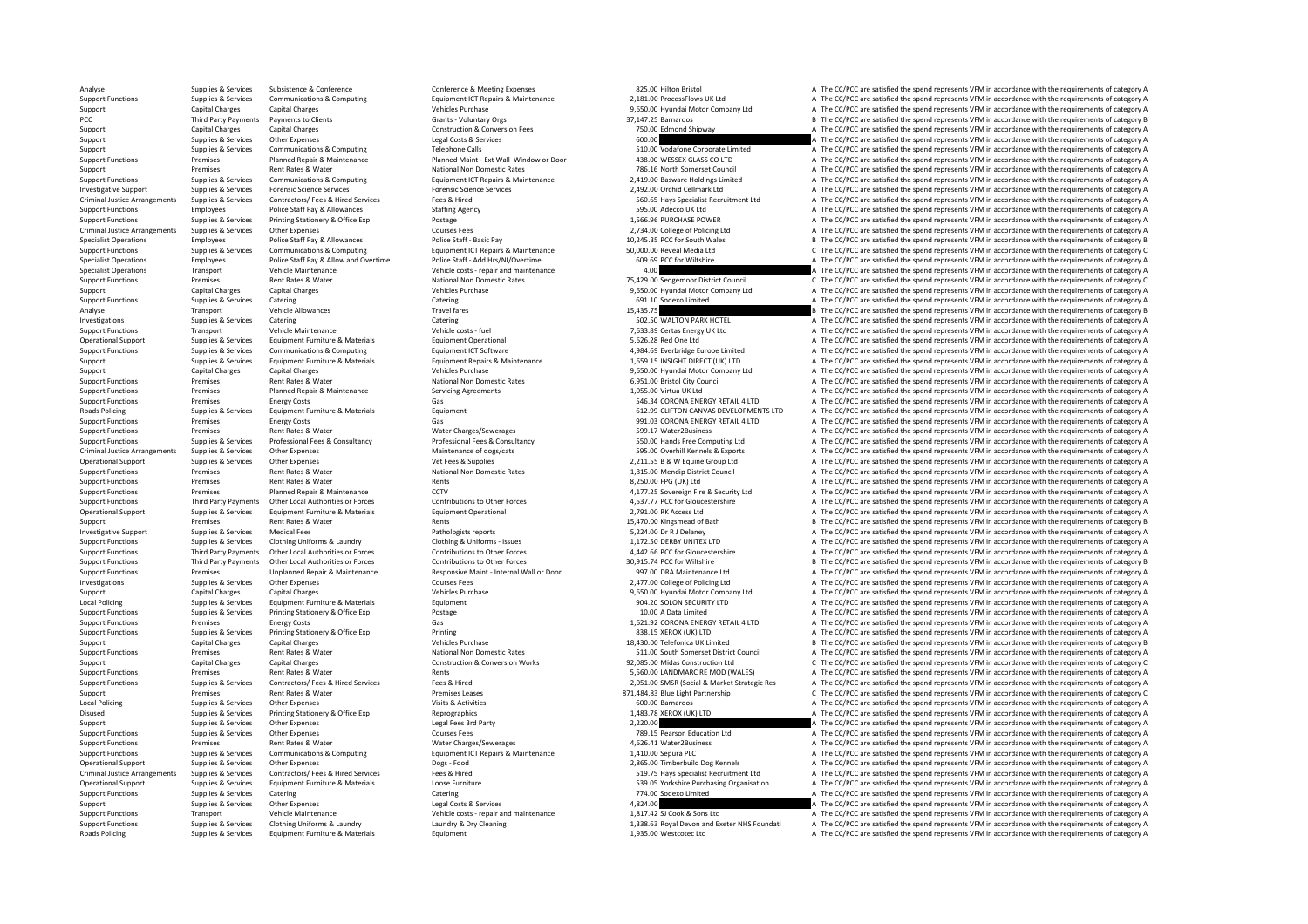| | | | | | | |
|---|---|---|---|---|---|---|
| Analyse | Supplies & Services | Subsistence & Conference | Conference & Meeting Expenses | 825.00 | Hilton Bristol | A The CC/PCC are satisfied the spend represents VFM in accordance with the requirements of category A |
| Support Functions | Supplies & Services | Communications & Computing | Equipment ICT Repairs & Maintenance | 2,181.00 | ProcessFlows UK Ltd | A The CC/PCC are satisfied the spend represents VFM in accordance with the requirements of category A |
| Support | Capital Charges | Capital Charges | Vehicles Purchase | 9,650.00 | Hyundai Motor Company Ltd | A The CC/PCC are satisfied the spend represents VFM in accordance with the requirements of category A |
| PCC | Third Party Payments | Payments to Clients | Grants - Voluntary Orgs | 37,147.25 | Barnardos | B The CC/PCC are satisfied the spend represents VFM in accordance with the requirements of category B |
| Support | Capital Charges | Capital Charges | Construction & Conversion Fees | 750.00 | Edmond Shipway | A The CC/PCC are satisfied the spend represents VFM in accordance with the requirements of category A |
| Support | Supplies & Services | Other Expenses | Legal Costs & Services | 600.00 | | A The CC/PCC are satisfied the spend represents VFM in accordance with the requirements of category A |
| Support | Supplies & Services | Communications & Computing | Telephone Calls | 510.00 | Vodafone Corporate Limited | A The CC/PCC are satisfied the spend represents VFM in accordance with the requirements of category A |
| Support Functions | Premises | Planned Repair & Maintenance | Planned Maint - Ext Wall Window or Door | 438.00 | WESSEX GLASS CO LTD | A The CC/PCC are satisfied the spend represents VFM in accordance with the requirements of category A |
| Support | Premises | Rent Rates & Water | National Non Domestic Rates | 786.16 | North Somerset Council | A The CC/PCC are satisfied the spend represents VFM in accordance with the requirements of category A |
| Support Functions | Supplies & Services | Communications & Computing | Equipment ICT Repairs & Maintenance | 2,419.00 | Basware Holdings Limited | A The CC/PCC are satisfied the spend represents VFM in accordance with the requirements of category A |
| Investigative Support | Supplies & Services | Forensic Science Services | Forensic Science Services | 2,492.00 | Orchid Cellmark Ltd | A The CC/PCC are satisfied the spend represents VFM in accordance with the requirements of category A |
| Criminal Justice Arrangements | Supplies & Services | Contractors/ Fees & Hired Services | Fees & Hired | 560.65 | Hays Specialist Recruitment Ltd | A The CC/PCC are satisfied the spend represents VFM in accordance with the requirements of category A |
| Support Functions | Employees | Police Staff Pay & Allowances | Staffing Agency | 595.00 | Adecco UK Ltd | A The CC/PCC are satisfied the spend represents VFM in accordance with the requirements of category A |
| Support Functions | Supplies & Services | Printing Stationery & Office Exp | Postage | 1,566.96 | PURCHASE POWER | A The CC/PCC are satisfied the spend represents VFM in accordance with the requirements of category A |
| Criminal Justice Arrangements | Supplies & Services | Other Expenses | Courses Fees | 2,734.00 | College of Policing Ltd | A The CC/PCC are satisfied the spend represents VFM in accordance with the requirements of category A |
| Specialist Operations | Employees | Police Staff Pay & Allowances | Police Staff - Basic Pay | 10,245.35 | PCC for South Wales | B The CC/PCC are satisfied the spend represents VFM in accordance with the requirements of category B |
| Support Functions | Supplies & Services | Communications & Computing | Equipment ICT Repairs & Maintenance | 50,000.00 | Reveal Media Ltd | C The CC/PCC are satisfied the spend represents VFM in accordance with the requirements of category C |
| Specialist Operations | Employees | Police Staff Pay & Allow and Overtime | Police Staff - Add Hrs/NI/Overtime | 609.69 | PCC for Wiltshire | A The CC/PCC are satisfied the spend represents VFM in accordance with the requirements of category A |
| Specialist Operations | Transport | Vehicle Maintenance | Vehicle costs - repair and maintenance | 4.00 | | A The CC/PCC are satisfied the spend represents VFM in accordance with the requirements of category A |
| Support Functions | Premises | Rent Rates & Water | National Non Domestic Rates | 75,429.00 | Sedgemoor District Council | C The CC/PCC are satisfied the spend represents VFM in accordance with the requirements of category C |
| Support | Capital Charges | Capital Charges | Vehicles Purchase | 9,650.00 | Hyundai Motor Company Ltd | A The CC/PCC are satisfied the spend represents VFM in accordance with the requirements of category A |
| Support Functions | Supplies & Services | Catering | Catering | 691.10 | Sodexo Limited | A The CC/PCC are satisfied the spend represents VFM in accordance with the requirements of category A |
| Analyse | Transport | Vehicle Allowances | Travel fares | 15,435.75 | | B The CC/PCC are satisfied the spend represents VFM in accordance with the requirements of category B |
| Investigations | Supplies & Services | Catering | Catering | 502.50 | WALTON PARK HOTEL | A The CC/PCC are satisfied the spend represents VFM in accordance with the requirements of category A |
| Support Functions | Transport | Vehicle Maintenance | Vehicle costs - fuel | 7,633.89 | Certas Energy UK Ltd | A The CC/PCC are satisfied the spend represents VFM in accordance with the requirements of category A |
| Operational Support | Supplies & Services | Equipment Furniture & Materials | Equipment Operational | 5,626.28 | Red One Ltd | A The CC/PCC are satisfied the spend represents VFM in accordance with the requirements of category A |
| Support Functions | Supplies & Services | Communications & Computing | Equipment ICT Software | 4,984.69 | Everbridge Europe Limited | A The CC/PCC are satisfied the spend represents VFM in accordance with the requirements of category A |
| Support | Supplies & Services | Equipment Furniture & Materials | Equipment Repairs & Maintenance | 1,659.15 | INSIGHT DIRECT (UK) LTD | A The CC/PCC are satisfied the spend represents VFM in accordance with the requirements of category A |
| Support | Capital Charges | Capital Charges | Vehicles Purchase | 9,650.00 | Hyundai Motor Company Ltd | A The CC/PCC are satisfied the spend represents VFM in accordance with the requirements of category A |
| Support Functions | Premises | Rent Rates & Water | National Non Domestic Rates | 6,951.00 | Bristol City Council | A The CC/PCC are satisfied the spend represents VFM in accordance with the requirements of category A |
| Support Functions | Premises | Planned Repair & Maintenance | Servicing Agreements | 1,055.00 | Virtua UK Ltd | A The CC/PCC are satisfied the spend represents VFM in accordance with the requirements of category A |
| Support Functions | Premises | Energy Costs | Gas | 546.34 | CORONA ENERGY RETAIL 4 LTD | A The CC/PCC are satisfied the spend represents VFM in accordance with the requirements of category A |
| Roads Policing | Supplies & Services | Equipment Furniture & Materials | Equipment | 612.99 | CLIFTON CANVAS DEVELOPMENTS LTD | A The CC/PCC are satisfied the spend represents VFM in accordance with the requirements of category A |
| Support Functions | Premises | Energy Costs | Gas | 991.03 | CORONA ENERGY RETAIL 4 LTD | A The CC/PCC are satisfied the spend represents VFM in accordance with the requirements of category A |
| Support Functions | Premises | Rent Rates & Water | Water Charges/Sewerages | 599.17 | Water2Business | A The CC/PCC are satisfied the spend represents VFM in accordance with the requirements of category A |
| Support Functions | Supplies & Services | Professional Fees & Consultancy | Professional Fees & Consultancy | 550.00 | Hands Free Computing Ltd | A The CC/PCC are satisfied the spend represents VFM in accordance with the requirements of category A |
| Criminal Justice Arrangements | Supplies & Services | Other Expenses | Maintenance of dogs/cats | 595.00 | Overhill Kennels & Exports | A The CC/PCC are satisfied the spend represents VFM in accordance with the requirements of category A |
| Operational Support | Supplies & Services | Other Expenses | Vet Fees & Supplies | 2,211.55 | B & W Equine Group Ltd | A The CC/PCC are satisfied the spend represents VFM in accordance with the requirements of category A |
| Support Functions | Premises | Rent Rates & Water | National Non Domestic Rates | 1,815.00 | Mendip District Council | A The CC/PCC are satisfied the spend represents VFM in accordance with the requirements of category A |
| Support Functions | Premises | Rent Rates & Water | Rents | 8,250.00 | FPG (UK) Ltd | A The CC/PCC are satisfied the spend represents VFM in accordance with the requirements of category A |
| Support Functions | Premises | Planned Repair & Maintenance | CCTV | 4,177.25 | Sovereign Fire & Security Ltd | A The CC/PCC are satisfied the spend represents VFM in accordance with the requirements of category A |
| Support Functions | Third Party Payments | Other Local Authorities or Forces | Contributions to Other Forces | 4,537.77 | PCC for Gloucestershire | A The CC/PCC are satisfied the spend represents VFM in accordance with the requirements of category A |
| Operational Support | Supplies & Services | Equipment Furniture & Materials | Equipment Operational | 2,791.00 | RK Access Ltd | A The CC/PCC are satisfied the spend represents VFM in accordance with the requirements of category A |
| Support | Premises | Rent Rates & Water | Rents | 15,470.00 | Kingsmead of Bath | B The CC/PCC are satisfied the spend represents VFM in accordance with the requirements of category B |
| Investigative Support | Supplies & Services | Medical Fees | Pathologists reports | 5,224.00 | Dr R J Delaney | A The CC/PCC are satisfied the spend represents VFM in accordance with the requirements of category A |
| Support Functions | Supplies & Services | Clothing Uniforms & Laundry | Clothing & Uniforms - Issues | 1,172.50 | DERBY UNITEX LTD | A The CC/PCC are satisfied the spend represents VFM in accordance with the requirements of category A |
| Support Functions | Third Party Payments | Other Local Authorities or Forces | Contributions to Other Forces | 4,442.66 | PCC for Gloucestershire | A The CC/PCC are satisfied the spend represents VFM in accordance with the requirements of category A |
| Support Functions | Third Party Payments | Other Local Authorities or Forces | Contributions to Other Forces | 30,915.74 | PCC for Wiltshire | B The CC/PCC are satisfied the spend represents VFM in accordance with the requirements of category B |
| Support Functions | Premises | Unplanned Repair & Maintenance | Responsive Maint - Internal Wall or Door | 997.00 | DRA Maintenance Ltd | A The CC/PCC are satisfied the spend represents VFM in accordance with the requirements of category A |
| Investigations | Supplies & Services | Other Expenses | Courses Fees | 2,477.00 | College of Policing Ltd | A The CC/PCC are satisfied the spend represents VFM in accordance with the requirements of category A |
| Support | Capital Charges | Capital Charges | Vehicles Purchase | 9,650.00 | Hyundai Motor Company Ltd | A The CC/PCC are satisfied the spend represents VFM in accordance with the requirements of category A |
| Local Policing | Supplies & Services | Equipment Furniture & Materials | Equipment | 904.20 | SOLON SECURITY LTD | A The CC/PCC are satisfied the spend represents VFM in accordance with the requirements of category A |
| Support Functions | Supplies & Services | Printing Stationery & Office Exp | Postage | 10.00 | A Data Limited | A The CC/PCC are satisfied the spend represents VFM in accordance with the requirements of category A |
| Support Functions | Premises | Energy Costs | Gas | 1,621.92 | CORONA ENERGY RETAIL 4 LTD | A The CC/PCC are satisfied the spend represents VFM in accordance with the requirements of category A |
| Support Functions | Supplies & Services | Printing Stationery & Office Exp | Printing | 838.15 | XEROX (UK) LTD | A The CC/PCC are satisfied the spend represents VFM in accordance with the requirements of category A |
| Support | Capital Charges | Capital Charges | Vehicles Purchase | 18,430.00 | Telefonica UK Limited | B The CC/PCC are satisfied the spend represents VFM in accordance with the requirements of category B |
| Support Functions | Premises | Rent Rates & Water | National Non Domestic Rates | 511.00 | South Somerset District Council | A The CC/PCC are satisfied the spend represents VFM in accordance with the requirements of category A |
| Support | Capital Charges | Capital Charges | Construction & Conversion Works | 92,085.00 | Midas Construction Ltd | C The CC/PCC are satisfied the spend represents VFM in accordance with the requirements of category C |
| Support Functions | Premises | Rent Rates & Water | Rents | 5,560.00 | LANDMARC RE MOD (WALES) | A The CC/PCC are satisfied the spend represents VFM in accordance with the requirements of category A |
| Support Functions | Supplies & Services | Contractors/ Fees & Hired Services | Fees & Hired | 2,051.00 | SMSR (Social & Market Strategic Res | A The CC/PCC are satisfied the spend represents VFM in accordance with the requirements of category A |
| Support | Premises | Rent Rates & Water | Premises Leases | 871,484.83 | Blue Light Partnership | C The CC/PCC are satisfied the spend represents VFM in accordance with the requirements of category C |
| Local Policing | Supplies & Services | Other Expenses | Visits & Activities | 600.00 | Barnardos | A The CC/PCC are satisfied the spend represents VFM in accordance with the requirements of category A |
| Disused | Supplies & Services | Printing Stationery & Office Exp | Reprographics | 1,483.78 | XEROX (UK) LTD | A The CC/PCC are satisfied the spend represents VFM in accordance with the requirements of category A |
| Support | Supplies & Services | Other Expenses | Legal Fees 3rd Party | 2,220.00 | | A The CC/PCC are satisfied the spend represents VFM in accordance with the requirements of category A |
| Support Functions | Supplies & Services | Other Expenses | Courses Fees | 789.15 | Pearson Education Ltd | A The CC/PCC are satisfied the spend represents VFM in accordance with the requirements of category A |
| Support Functions | Premises | Rent Rates & Water | Water Charges/Sewerages | 4,626.41 | Water2Business | A The CC/PCC are satisfied the spend represents VFM in accordance with the requirements of category A |
| Support Functions | Supplies & Services | Communications & Computing | Equipment ICT Repairs & Maintenance | 1,410.00 | Sepura PLC | A The CC/PCC are satisfied the spend represents VFM in accordance with the requirements of category A |
| Operational Support | Supplies & Services | Other Expenses | Dogs - Food | 2,865.00 | Timberbuild Dog Kennels | A The CC/PCC are satisfied the spend represents VFM in accordance with the requirements of category A |
| Criminal Justice Arrangements | Supplies & Services | Contractors/ Fees & Hired Services | Fees & Hired | 519.75 | Hays Specialist Recruitment Ltd | A The CC/PCC are satisfied the spend represents VFM in accordance with the requirements of category A |
| Operational Support | Supplies & Services | Equipment Furniture & Materials | Loose Furniture | 539.05 | Yorkshire Purchasing Organisation | A The CC/PCC are satisfied the spend represents VFM in accordance with the requirements of category A |
| Support Functions | Supplies & Services | Catering | Catering | 774.00 | Sodexo Limited | A The CC/PCC are satisfied the spend represents VFM in accordance with the requirements of category A |
| Support | Supplies & Services | Other Expenses | Legal Costs & Services | 4,824.00 | | A The CC/PCC are satisfied the spend represents VFM in accordance with the requirements of category A |
| Support Functions | Transport | Vehicle Maintenance | Vehicle costs - repair and maintenance | 1,817.42 | SJ Cook & Sons Ltd | A The CC/PCC are satisfied the spend represents VFM in accordance with the requirements of category A |
| Support Functions | Supplies & Services | Clothing Uniforms & Laundry | Laundry & Dry Cleaning | 1,338.63 | Royal Devon and Exeter NHS Foundati | A The CC/PCC are satisfied the spend represents VFM in accordance with the requirements of category A |
| Roads Policing | Supplies & Services | Equipment Furniture & Materials | Equipment | 1,935.00 | Westcotec Ltd | A The CC/PCC are satisfied the spend represents VFM in accordance with the requirements of category A |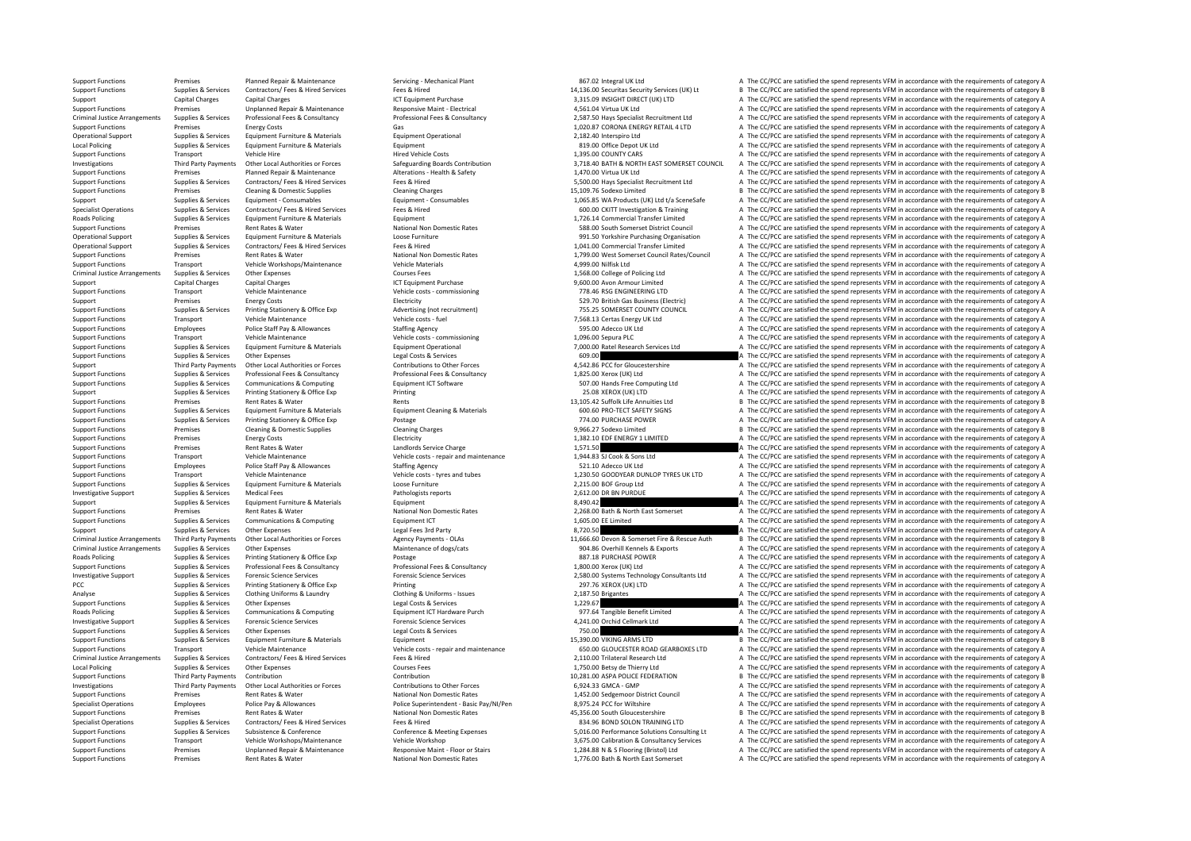| Support Functions | Premises | Planned Repair & Maintenance | Servicing - Mechanical Plant | 867.02 | Integral UK Ltd | A | The CC/PCC are satisfied the spend represents VFM in accordance with the requirements of category A |
|---|---|---|---|---|---|---|---|
| Support Functions | Supplies & Services | Contractors/ Fees & Hired Services | Fees & Hired | 14,136.00 | Securitas Security Services (UK) Lt | B | The CC/PCC are satisfied the spend represents VFM in accordance with the requirements of category B |
| Support | Capital Charges | Capital Charges | ICT Equipment Purchase | 3,315.09 | INSIGHT DIRECT (UK) LTD | A | The CC/PCC are satisfied the spend represents VFM in accordance with the requirements of category A |
| Support Functions | Premises | Unplanned Repair & Maintenance | Responsive Maint - Electrical | 4,561.04 | Virtua UK Ltd | A | The CC/PCC are satisfied the spend represents VFM in accordance with the requirements of category A |
| Criminal Justice Arrangements | Supplies & Services | Professional Fees & Consultancy | Professional Fees & Consultancy | 2,587.50 | Hays Specialist Recruitment Ltd | A | The CC/PCC are satisfied the spend represents VFM in accordance with the requirements of category A |
| Support Functions | Premises | Energy Costs | Gas | 1,020.87 | CORONA ENERGY RETAIL 4 LTD | A | The CC/PCC are satisfied the spend represents VFM in accordance with the requirements of category A |
| Operational Support | Supplies & Services | Equipment Furniture & Materials | Equipment Operational | 2,182.40 | Interspiro Ltd | A | The CC/PCC are satisfied the spend represents VFM in accordance with the requirements of category A |
| Local Policing | Supplies & Services | Equipment Furniture & Materials | Equipment | 819.00 | Office Depot UK Ltd | A | The CC/PCC are satisfied the spend represents VFM in accordance with the requirements of category A |
| Support Functions | Transport | Vehicle Hire | Hired Vehicle Costs | 1,395.00 | COUNTY CARS | A | The CC/PCC are satisfied the spend represents VFM in accordance with the requirements of category A |
| Investigations | Third Party Payments | Other Local Authorities or Forces | Safeguarding Boards Contribution | 3,718.40 | BATH & NORTH EAST SOMERSET COUNCIL | A | The CC/PCC are satisfied the spend represents VFM in accordance with the requirements of category A |
| Support Functions | Premises | Planned Repair & Maintenance | Alterations - Health & Safety | 1,470.00 | Virtua UK Ltd | A | The CC/PCC are satisfied the spend represents VFM in accordance with the requirements of category A |
| Support Functions | Supplies & Services | Contractors/ Fees & Hired Services | Fees & Hired | 5,500.00 | Hays Specialist Recruitment Ltd | A | The CC/PCC are satisfied the spend represents VFM in accordance with the requirements of category A |
| Support Functions | Premises | Cleaning & Domestic Supplies | Cleaning Charges | 15,109.76 | Sodexo Limited | B | The CC/PCC are satisfied the spend represents VFM in accordance with the requirements of category B |
| Support | Supplies & Services | Equipment - Consumables | Equipment - Consumables | 1,065.85 | WA Products (UK) Ltd t/a SceneSafe | A | The CC/PCC are satisfied the spend represents VFM in accordance with the requirements of category A |
| Specialist Operations | Supplies & Services | Contractors/ Fees & Hired Services | Fees & Hired | 600.00 | CKITT Investigation & Training | A | The CC/PCC are satisfied the spend represents VFM in accordance with the requirements of category A |
| Roads Policing | Supplies & Services | Equipment Furniture & Materials | Equipment | 1,726.14 | Commercial Transfer Limited | A | The CC/PCC are satisfied the spend represents VFM in accordance with the requirements of category A |
| Support Functions | Premises | Rent Rates & Water | National Non Domestic Rates | 588.00 | South Somerset District Council | A | The CC/PCC are satisfied the spend represents VFM in accordance with the requirements of category A |
| Operational Support | Supplies & Services | Equipment Furniture & Materials | Loose Furniture | 991.50 | Yorkshire Purchasing Organisation | A | The CC/PCC are satisfied the spend represents VFM in accordance with the requirements of category A |
| Operational Support | Supplies & Services | Contractors/ Fees & Hired Services | Fees & Hired | 1,041.00 | Commercial Transfer Limited | A | The CC/PCC are satisfied the spend represents VFM in accordance with the requirements of category A |
| Support Functions | Premises | Rent Rates & Water | National Non Domestic Rates | 1,799.00 | West Somerset Council Rates/Council | A | The CC/PCC are satisfied the spend represents VFM in accordance with the requirements of category A |
| Support Functions | Transport | Vehicle Workshops/Maintenance | Vehicle Materials | 4,999.00 | Nilfisk Ltd | A | The CC/PCC are satisfied the spend represents VFM in accordance with the requirements of category A |
| Criminal Justice Arrangements | Supplies & Services | Other Expenses | Courses Fees | 1,568.00 | College of Policing Ltd | A | The CC/PCC are satisfied the spend represents VFM in accordance with the requirements of category A |
| Support | Capital Charges | Capital Charges | ICT Equipment Purchase | 9,600.00 | Avon Armour Limited | A | The CC/PCC are satisfied the spend represents VFM in accordance with the requirements of category A |
| Support Functions | Transport | Vehicle Maintenance | Vehicle costs - commissioning | 778.46 | RSG ENGINEERING LTD | A | The CC/PCC are satisfied the spend represents VFM in accordance with the requirements of category A |
| Support | Premises | Energy Costs | Electricity | 529.70 | British Gas Business (Electric) | A | The CC/PCC are satisfied the spend represents VFM in accordance with the requirements of category A |
| Support Functions | Supplies & Services | Printing Stationery & Office Exp | Advertising (not recruitment) | 755.25 | SOMERSET COUNTY COUNCIL | A | The CC/PCC are satisfied the spend represents VFM in accordance with the requirements of category A |
| Support Functions | Transport | Vehicle Maintenance | Vehicle costs - fuel | 7,568.13 | Certas Energy UK Ltd | A | The CC/PCC are satisfied the spend represents VFM in accordance with the requirements of category A |
| Support Functions | Employees | Police Staff Pay & Allowances | Staffing Agency | 595.00 | Adecco UK Ltd | A | The CC/PCC are satisfied the spend represents VFM in accordance with the requirements of category A |
| Support Functions | Transport | Vehicle Maintenance | Vehicle costs - commissioning | 1,096.00 | Sepura PLC | A | The CC/PCC are satisfied the spend represents VFM in accordance with the requirements of category A |
| Support Functions | Supplies & Services | Equipment Furniture & Materials | Equipment Operational | 7,000.00 | Ratel Research Services Ltd | A | The CC/PCC are satisfied the spend represents VFM in accordance with the requirements of category A |
| Support Functions | Supplies & Services | Other Expenses | Legal Costs & Services | 609.00 | | A | The CC/PCC are satisfied the spend represents VFM in accordance with the requirements of category A |
| Support | Third Party Payments | Other Local Authorities or Forces | Contributions to Other Forces | 4,542.86 | PCC for Gloucestershire | A | The CC/PCC are satisfied the spend represents VFM in accordance with the requirements of category A |
| Support Functions | Supplies & Services | Professional Fees & Consultancy | Professional Fees & Consultancy | 1,825.00 | Xerox (UK) Ltd | A | The CC/PCC are satisfied the spend represents VFM in accordance with the requirements of category A |
| Support Functions | Supplies & Services | Communications & Computing | Equipment ICT Software | 507.00 | Hands Free Computing Ltd | A | The CC/PCC are satisfied the spend represents VFM in accordance with the requirements of category A |
| Support | Supplies & Services | Printing Stationery & Office Exp | Printing | 25.08 | XEROX (UK) LTD | A | The CC/PCC are satisfied the spend represents VFM in accordance with the requirements of category A |
| Support Functions | Premises | Rent Rates & Water | Rents | 13,105.42 | Suffolk Life Annuities Ltd | B | The CC/PCC are satisfied the spend represents VFM in accordance with the requirements of category B |
| Support Functions | Supplies & Services | Equipment Furniture & Materials | Equipment Cleaning & Materials | 600.60 | PRO-TECT SAFETY SIGNS | A | The CC/PCC are satisfied the spend represents VFM in accordance with the requirements of category A |
| Support Functions | Supplies & Services | Printing Stationery & Office Exp | Postage | 774.00 | PURCHASE POWER | A | The CC/PCC are satisfied the spend represents VFM in accordance with the requirements of category A |
| Support Functions | Premises | Cleaning & Domestic Supplies | Cleaning Charges | 9,966.27 | Sodexo Limited | B | The CC/PCC are satisfied the spend represents VFM in accordance with the requirements of category B |
| Support Functions | Premises | Energy Costs | Electricity | 1,382.10 | EDF ENERGY 1 LIMITED | A | The CC/PCC are satisfied the spend represents VFM in accordance with the requirements of category A |
| Support Functions | Premises | Rent Rates & Water | Landlords Service Charge | 1,571.50 | | A | The CC/PCC are satisfied the spend represents VFM in accordance with the requirements of category A |
| Support Functions | Transport | Vehicle Maintenance | Vehicle costs - repair and maintenance | 1,944.83 | SJ Cook & Sons Ltd | A | The CC/PCC are satisfied the spend represents VFM in accordance with the requirements of category A |
| Support Functions | Employees | Police Staff Pay & Allowances | Staffing Agency | 521.10 | Adecco UK Ltd | A | The CC/PCC are satisfied the spend represents VFM in accordance with the requirements of category A |
| Support Functions | Transport | Vehicle Maintenance | Vehicle costs - tyres and tubes | 1,230.50 | GOODYEAR DUNLOP TYRES UK LTD | A | The CC/PCC are satisfied the spend represents VFM in accordance with the requirements of category A |
| Support Functions | Supplies & Services | Equipment Furniture & Materials | Loose Furniture | 2,215.00 | BOF Group Ltd | A | The CC/PCC are satisfied the spend represents VFM in accordance with the requirements of category A |
| Investigative Support | Supplies & Services | Medical Fees | Pathologists reports | 2,612.00 | DR BN PURDUE | A | The CC/PCC are satisfied the spend represents VFM in accordance with the requirements of category A |
| Support | Supplies & Services | Equipment Furniture & Materials | Equipment | 8,490.42 | | A | The CC/PCC are satisfied the spend represents VFM in accordance with the requirements of category A |
| Support Functions | Premises | Rent Rates & Water | National Non Domestic Rates | 2,268.00 | Bath & North East Somerset | A | The CC/PCC are satisfied the spend represents VFM in accordance with the requirements of category A |
| Support Functions | Supplies & Services | Communications & Computing | Equipment ICT | 1,605.00 | EE Limited | A | The CC/PCC are satisfied the spend represents VFM in accordance with the requirements of category A |
| Support | Supplies & Services | Other Expenses | Legal Fees 3rd Party | 8,720.50 | | A | The CC/PCC are satisfied the spend represents VFM in accordance with the requirements of category A |
| Criminal Justice Arrangements | Third Party Payments | Other Local Authorities or Forces | Agency Payments - OLAs | 11,666.60 | Devon & Somerset Fire & Rescue Auth | B | The CC/PCC are satisfied the spend represents VFM in accordance with the requirements of category B |
| Criminal Justice Arrangements | Supplies & Services | Other Expenses | Maintenance of dogs/cats | 904.86 | Overhill Kennels & Exports | A | The CC/PCC are satisfied the spend represents VFM in accordance with the requirements of category A |
| Roads Policing | Supplies & Services | Printing Stationery & Office Exp | Postage | 887.18 | PURCHASE POWER | A | The CC/PCC are satisfied the spend represents VFM in accordance with the requirements of category A |
| Support Functions | Supplies & Services | Professional Fees & Consultancy | Professional Fees & Consultancy | 1,800.00 | Xerox (UK) Ltd | A | The CC/PCC are satisfied the spend represents VFM in accordance with the requirements of category A |
| Investigative Support | Supplies & Services | Forensic Science Services | Forensic Science Services | 2,580.00 | Systems Technology Consultants Ltd | A | The CC/PCC are satisfied the spend represents VFM in accordance with the requirements of category A |
| PCC | Supplies & Services | Printing Stationery & Office Exp | Printing | 297.76 | XEROX (UK) LTD | A | The CC/PCC are satisfied the spend represents VFM in accordance with the requirements of category A |
| Analyse | Supplies & Services | Clothing Uniforms & Laundry | Clothing & Uniforms - Issues | 2,187.50 | Brigantes | A | The CC/PCC are satisfied the spend represents VFM in accordance with the requirements of category A |
| Support Functions | Supplies & Services | Other Expenses | Legal Costs & Services | 1,229.67 | | A | The CC/PCC are satisfied the spend represents VFM in accordance with the requirements of category A |
| Roads Policing | Supplies & Services | Communications & Computing | Equipment ICT Hardware Purch | 977.64 | Tangible Benefit Limited | A | The CC/PCC are satisfied the spend represents VFM in accordance with the requirements of category A |
| Investigative Support | Supplies & Services | Forensic Science Services | Forensic Science Services | 4,241.00 | Orchid Cellmark Ltd | A | The CC/PCC are satisfied the spend represents VFM in accordance with the requirements of category A |
| Support Functions | Supplies & Services | Other Expenses | Legal Costs & Services | 750.00 | | A | The CC/PCC are satisfied the spend represents VFM in accordance with the requirements of category A |
| Support Functions | Supplies & Services | Equipment Furniture & Materials | Equipment | 15,390.00 | VIKING ARMS LTD | B | The CC/PCC are satisfied the spend represents VFM in accordance with the requirements of category B |
| Support Functions | Transport | Vehicle Maintenance | Vehicle costs - repair and maintenance | 650.00 | GLOUCESTER ROAD GEARBOXES LTD | A | The CC/PCC are satisfied the spend represents VFM in accordance with the requirements of category A |
| Criminal Justice Arrangements | Supplies & Services | Contractors/ Fees & Hired Services | Fees & Hired | 2,110.00 | Trilateral Research Ltd | A | The CC/PCC are satisfied the spend represents VFM in accordance with the requirements of category A |
| Local Policing | Supplies & Services | Other Expenses | Courses Fees | 1,750.00 | Betsy de Thierry Ltd | A | The CC/PCC are satisfied the spend represents VFM in accordance with the requirements of category A |
| Support Functions | Third Party Payments | Contribution | Contribution | 10,281.00 | ASPA POLICE FEDERATION | B | The CC/PCC are satisfied the spend represents VFM in accordance with the requirements of category B |
| Investigations | Third Party Payments | Other Local Authorities or Forces | Contributions to Other Forces | 6,924.33 | GMCA - GMP | A | The CC/PCC are satisfied the spend represents VFM in accordance with the requirements of category A |
| Support Functions | Premises | Rent Rates & Water | National Non Domestic Rates | 1,452.00 | Sedgemoor District Council | A | The CC/PCC are satisfied the spend represents VFM in accordance with the requirements of category A |
| Specialist Operations | Employees | Police Pay & Allowances | Police Superintendent - Basic Pay/NI/Pen | 8,975.24 | PCC for Wiltshire | A | The CC/PCC are satisfied the spend represents VFM in accordance with the requirements of category A |
| Support Functions | Premises | Rent Rates & Water | National Non Domestic Rates | 45,356.00 | South Gloucestershire | B | The CC/PCC are satisfied the spend represents VFM in accordance with the requirements of category B |
| Specialist Operations | Supplies & Services | Contractors/ Fees & Hired Services | Fees & Hired | 834.96 | BOND SOLON TRAINING LTD | A | The CC/PCC are satisfied the spend represents VFM in accordance with the requirements of category A |
| Support Functions | Supplies & Services | Subsistence & Conference | Conference & Meeting Expenses | 5,016.00 | Performance Solutions Consulting Lt | A | The CC/PCC are satisfied the spend represents VFM in accordance with the requirements of category A |
| Support Functions | Transport | Vehicle Workshops/Maintenance | Vehicle Workshop | 3,675.00 | Calibration & Consultancy Services | A | The CC/PCC are satisfied the spend represents VFM in accordance with the requirements of category A |
| Support Functions | Premises | Unplanned Repair & Maintenance | Responsive Maint - Floor or Stairs | 1,284.88 | N & S Flooring (Bristol) Ltd | A | The CC/PCC are satisfied the spend represents VFM in accordance with the requirements of category A |
| Support Functions | Premises | Rent Rates & Water | National Non Domestic Rates | 1,776.00 | Bath & North East Somerset | A | The CC/PCC are satisfied the spend represents VFM in accordance with the requirements of category A |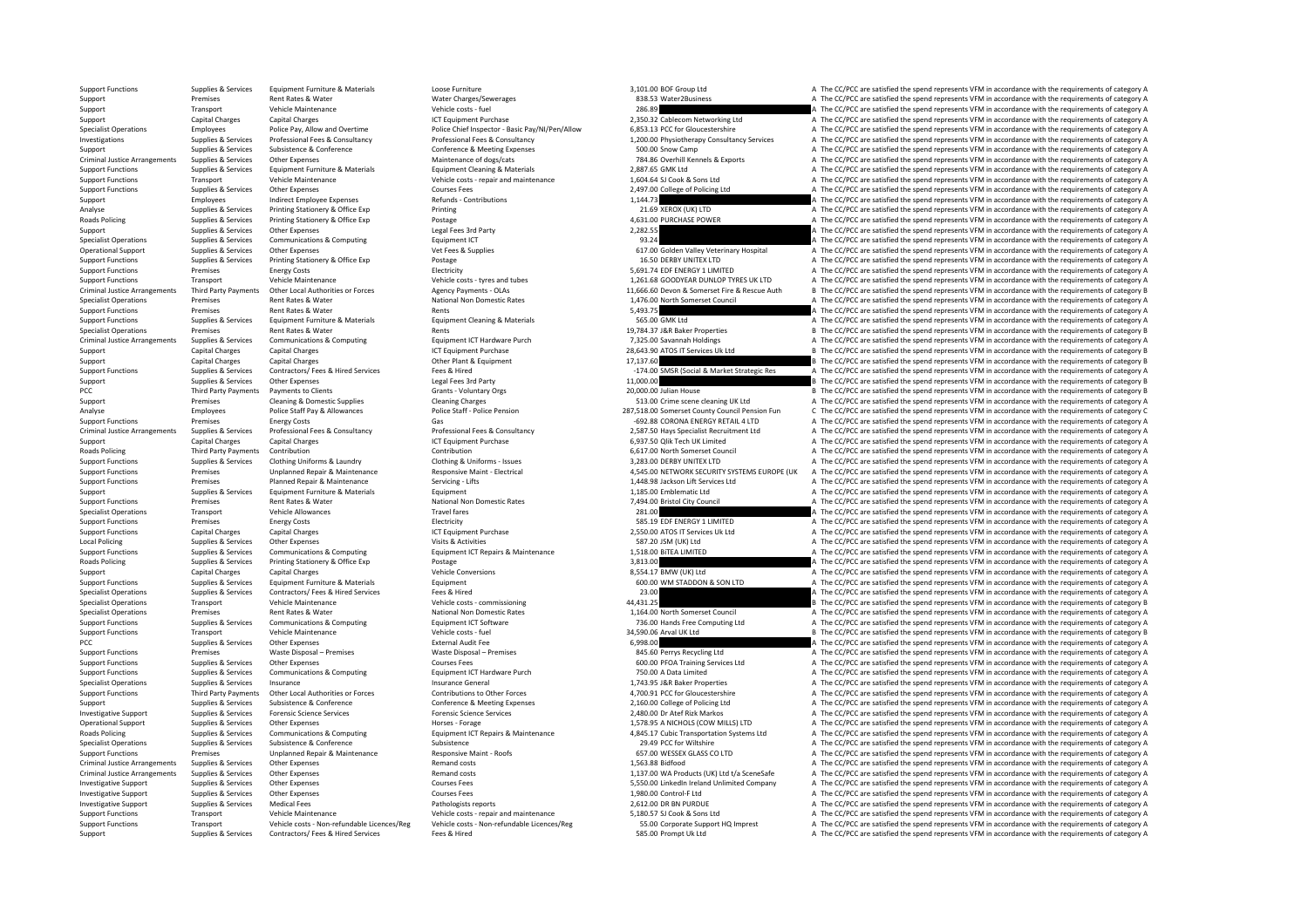| | | | | | | |
|---|---|---|---|---|---|---|
| Support Functions | Supplies & Services | Equipment Furniture & Materials | Loose Furniture | 3,101.00 | BOF Group Ltd | A The CC/PCC are satisfied the spend represents VFM in accordance with the requirements of category A |
| Support | Premises | Rent Rates & Water | Water Charges/Sewerages | 838.53 | Water2Business | A The CC/PCC are satisfied the spend represents VFM in accordance with the requirements of category A |
| Support | Transport | Vehicle Maintenance | Vehicle costs - fuel | 286.89 | | A The CC/PCC are satisfied the spend represents VFM in accordance with the requirements of category A |
| Support | Capital Charges | Capital Charges | ICT Equipment Purchase | 2,350.32 | Cablecom Networking Ltd | A The CC/PCC are satisfied the spend represents VFM in accordance with the requirements of category A |
| Specialist Operations | Employees | Police Pay, Allow and Overtime | Police Chief Inspector - Basic Pay/NI/Pen/Allow | 6,853.13 | PCC for Gloucestershire | A The CC/PCC are satisfied the spend represents VFM in accordance with the requirements of category A |
| Investigations | Supplies & Services | Professional Fees & Consultancy | Professional Fees & Consultancy | 1,200.00 | Physiotherapy Consultancy Services | A The CC/PCC are satisfied the spend represents VFM in accordance with the requirements of category A |
| Support | Supplies & Services | Subsistence & Conference | Conference & Meeting Expenses | 500.00 | Snow Camp | A The CC/PCC are satisfied the spend represents VFM in accordance with the requirements of category A |
| Criminal Justice Arrangements | Supplies & Services | Other Expenses | Maintenance of dogs/cats | 784.86 | Overhill Kennels & Exports | A The CC/PCC are satisfied the spend represents VFM in accordance with the requirements of category A |
| Support Functions | Supplies & Services | Equipment Furniture & Materials | Equipment Cleaning & Materials | 2,887.65 | GMK Ltd | A The CC/PCC are satisfied the spend represents VFM in accordance with the requirements of category A |
| Support Functions | Transport | Vehicle Maintenance | Vehicle costs - repair and maintenance | 1,604.64 | SJ Cook & Sons Ltd | A The CC/PCC are satisfied the spend represents VFM in accordance with the requirements of category A |
| Support Functions | Supplies & Services | Other Expenses | Courses Fees | 2,497.00 | College of Policing Ltd | A The CC/PCC are satisfied the spend represents VFM in accordance with the requirements of category A |
| Support | Employees | Indirect Employee Expenses | Refunds - Contributions | 1,144.73 | | A The CC/PCC are satisfied the spend represents VFM in accordance with the requirements of category A |
| Analyse | Supplies & Services | Printing Stationery & Office Exp | Printing | 21.69 | XEROX (UK) LTD | A The CC/PCC are satisfied the spend represents VFM in accordance with the requirements of category A |
| Roads Policing | Supplies & Services | Printing Stationery & Office Exp | Postage | 4,631.00 | PURCHASE POWER | A The CC/PCC are satisfied the spend represents VFM in accordance with the requirements of category A |
| Support | Supplies & Services | Other Expenses | Legal Fees 3rd Party | 2,282.55 | | A The CC/PCC are satisfied the spend represents VFM in accordance with the requirements of category A |
| Specialist Operations | Supplies & Services | Communications & Computing | Equipment ICT | 93.24 | | A The CC/PCC are satisfied the spend represents VFM in accordance with the requirements of category A |
| Operational Support | Supplies & Services | Other Expenses | Vet Fees & Supplies | 617.00 | Golden Valley Veterinary Hospital | A The CC/PCC are satisfied the spend represents VFM in accordance with the requirements of category A |
| Support Functions | Supplies & Services | Printing Stationery & Office Exp | Postage | 16.50 | DERBY UNITEX LTD | A The CC/PCC are satisfied the spend represents VFM in accordance with the requirements of category A |
| Support Functions | Premises | Energy Costs | Electricity | 5,691.74 | EDF ENERGY 1 LIMITED | A The CC/PCC are satisfied the spend represents VFM in accordance with the requirements of category A |
| Support Functions | Transport | Vehicle Maintenance | Vehicle costs - tyres and tubes | 1,261.68 | GOODYEAR DUNLOP TYRES UK LTD | A The CC/PCC are satisfied the spend represents VFM in accordance with the requirements of category A |
| Criminal Justice Arrangements | Third Party Payments | Other Local Authorities or Forces | Agency Payments - OLAs | 11,666.60 | Devon & Somerset Fire & Rescue Auth | B The CC/PCC are satisfied the spend represents VFM in accordance with the requirements of category B |
| Specialist Operations | Premises | Rent Rates & Water | National Non Domestic Rates | 1,476.00 | North Somerset Council | A The CC/PCC are satisfied the spend represents VFM in accordance with the requirements of category A |
| Support Functions | Premises | Rent Rates & Water | Rents | 5,493.75 | | A The CC/PCC are satisfied the spend represents VFM in accordance with the requirements of category A |
| Support Functions | Supplies & Services | Equipment Furniture & Materials | Equipment Cleaning & Materials | 565.00 | GMK Ltd | A The CC/PCC are satisfied the spend represents VFM in accordance with the requirements of category A |
| Specialist Operations | Premises | Rent Rates & Water | Rents | 19,784.37 | J&R Baker Properties | B The CC/PCC are satisfied the spend represents VFM in accordance with the requirements of category B |
| Criminal Justice Arrangements | Supplies & Services | Communications & Computing | Equipment ICT Hardware Purch | 7,325.00 | Savannah Holdings | A The CC/PCC are satisfied the spend represents VFM in accordance with the requirements of category A |
| Support | Capital Charges | Capital Charges | ICT Equipment Purchase | 28,643.90 | ATOS IT Services Uk Ltd | B The CC/PCC are satisfied the spend represents VFM in accordance with the requirements of category B |
| Support | Capital Charges | Capital Charges | Other Plant & Equipment | 17,137.60 | | B The CC/PCC are satisfied the spend represents VFM in accordance with the requirements of category B |
| Support Functions | Supplies & Services | Contractors/ Fees & Hired Services | Fees & Hired | -174.00 | SMSR (Social & Market Strategic Res | A The CC/PCC are satisfied the spend represents VFM in accordance with the requirements of category A |
| Support | Supplies & Services | Other Expenses | Legal Fees 3rd Party | 11,000.00 | | B The CC/PCC are satisfied the spend represents VFM in accordance with the requirements of category B |
| PCC | Third Party Payments | Payments to Clients | Grants - Voluntary Orgs | 20,000.00 | Julian House | B The CC/PCC are satisfied the spend represents VFM in accordance with the requirements of category B |
| Support | Premises | Cleaning & Domestic Supplies | Cleaning Charges | 513.00 | Crime scene cleaning UK Ltd | A The CC/PCC are satisfied the spend represents VFM in accordance with the requirements of category A |
| Analyse | Employees | Police Staff Pay & Allowances | Police Staff - Police Pension | 287,518.00 | Somerset County Council Pension Fun | C The CC/PCC are satisfied the spend represents VFM in accordance with the requirements of category C |
| Support Functions | Premises | Energy Costs | Gas | -692.88 | CORONA ENERGY RETAIL 4 LTD | A The CC/PCC are satisfied the spend represents VFM in accordance with the requirements of category A |
| Criminal Justice Arrangements | Supplies & Services | Professional Fees & Consultancy | Professional Fees & Consultancy | 2,587.50 | Hays Specialist Recruitment Ltd | A The CC/PCC are satisfied the spend represents VFM in accordance with the requirements of category A |
| Support | Capital Charges | Capital Charges | ICT Equipment Purchase | 6,937.50 | Qlik Tech UK Limited | A The CC/PCC are satisfied the spend represents VFM in accordance with the requirements of category A |
| Roads Policing | Third Party Payments | Contribution | Contribution | 6,617.00 | North Somerset Council | A The CC/PCC are satisfied the spend represents VFM in accordance with the requirements of category A |
| Support Functions | Supplies & Services | Clothing Uniforms & Laundry | Clothing & Uniforms - Issues | 3,283.00 | DERBY UNITEX LTD | A The CC/PCC are satisfied the spend represents VFM in accordance with the requirements of category A |
| Support Functions | Premises | Unplanned Repair & Maintenance | Responsive Maint - Electrical | 4,545.00 | NETWORK SECURITY SYSTEMS EUROPE (UK | A The CC/PCC are satisfied the spend represents VFM in accordance with the requirements of category A |
| Support Functions | Premises | Planned Repair & Maintenance | Servicing - Lifts | 1,448.98 | Jackson Lift Services Ltd | A The CC/PCC are satisfied the spend represents VFM in accordance with the requirements of category A |
| Support | Supplies & Services | Equipment Furniture & Materials | Equipment | 1,185.00 | Emblematic Ltd | A The CC/PCC are satisfied the spend represents VFM in accordance with the requirements of category A |
| Support Functions | Premises | Rent Rates & Water | National Non Domestic Rates | 7,494.00 | Bristol City Council | A The CC/PCC are satisfied the spend represents VFM in accordance with the requirements of category A |
| Specialist Operations | Transport | Vehicle Allowances | Travel fares | 281.00 | | A The CC/PCC are satisfied the spend represents VFM in accordance with the requirements of category A |
| Support Functions | Premises | Energy Costs | Electricity | 585.19 | EDF ENERGY 1 LIMITED | A The CC/PCC are satisfied the spend represents VFM in accordance with the requirements of category A |
| Support Functions | Capital Charges | Capital Charges | ICT Equipment Purchase | 2,550.00 | ATOS IT Services Uk Ltd | A The CC/PCC are satisfied the spend represents VFM in accordance with the requirements of category A |
| Local Policing | Supplies & Services | Other Expenses | Visits & Activities | 587.20 | JSM (UK) Ltd | A The CC/PCC are satisfied the spend represents VFM in accordance with the requirements of category A |
| Support Functions | Supplies & Services | Communications & Computing | Equipment ICT Repairs & Maintenance | 1,518.00 | BiTEA LIMITED | A The CC/PCC are satisfied the spend represents VFM in accordance with the requirements of category A |
| Roads Policing | Supplies & Services | Printing Stationery & Office Exp | Postage | 3,813.00 | | A The CC/PCC are satisfied the spend represents VFM in accordance with the requirements of category A |
| Support | Capital Charges | Capital Charges | Vehicle Conversions | 8,554.17 | BMW (UK) Ltd | A The CC/PCC are satisfied the spend represents VFM in accordance with the requirements of category A |
| Support Functions | Supplies & Services | Equipment Furniture & Materials | Equipment | 600.00 | WM STADDON & SON LTD | A The CC/PCC are satisfied the spend represents VFM in accordance with the requirements of category A |
| Specialist Operations | Supplies & Services | Contractors/ Fees & Hired Services | Fees & Hired | 23.00 | | A The CC/PCC are satisfied the spend represents VFM in accordance with the requirements of category A |
| Specialist Operations | Transport | Vehicle Maintenance | Vehicle costs - commissioning | 44,431.25 | | B The CC/PCC are satisfied the spend represents VFM in accordance with the requirements of category B |
| Specialist Operations | Premises | Rent Rates & Water | National Non Domestic Rates | 1,164.00 | North Somerset Council | A The CC/PCC are satisfied the spend represents VFM in accordance with the requirements of category A |
| Support Functions | Supplies & Services | Communications & Computing | Equipment ICT Software | 736.00 | Hands Free Computing Ltd | A The CC/PCC are satisfied the spend represents VFM in accordance with the requirements of category A |
| Support Functions | Transport | Vehicle Maintenance | Vehicle costs - fuel | 34,590.06 | Arval UK Ltd | B The CC/PCC are satisfied the spend represents VFM in accordance with the requirements of category B |
| PCC | Supplies & Services | Other Expenses | External Audit Fee | 6,998.00 | | A The CC/PCC are satisfied the spend represents VFM in accordance with the requirements of category A |
| Support Functions | Premises | Waste Disposal – Premises | Waste Disposal – Premises | 845.60 | Perrys Recycling Ltd | A The CC/PCC are satisfied the spend represents VFM in accordance with the requirements of category A |
| Support Functions | Supplies & Services | Other Expenses | Courses Fees | 600.00 | PFOA Training Services Ltd | A The CC/PCC are satisfied the spend represents VFM in accordance with the requirements of category A |
| Support Functions | Supplies & Services | Communications & Computing | Equipment ICT Hardware Purch | 750.00 | A Data Limited | A The CC/PCC are satisfied the spend represents VFM in accordance with the requirements of category A |
| Specialist Operations | Supplies & Services | Insurance | Insurance General | 1,743.95 | J&R Baker Properties | A The CC/PCC are satisfied the spend represents VFM in accordance with the requirements of category A |
| Support Functions | Third Party Payments | Other Local Authorities or Forces | Contributions to Other Forces | 4,700.91 | PCC for Gloucestershire | A The CC/PCC are satisfied the spend represents VFM in accordance with the requirements of category A |
| Support | Supplies & Services | Subsistence & Conference | Conference & Meeting Expenses | 2,160.00 | College of Policing Ltd | A The CC/PCC are satisfied the spend represents VFM in accordance with the requirements of category A |
| Investigative Support | Supplies & Services | Forensic Science Services | Forensic Science Services | 2,480.00 | Dr Atef Rizk Markos | A The CC/PCC are satisfied the spend represents VFM in accordance with the requirements of category A |
| Operational Support | Supplies & Services | Other Expenses | Horses - Forage | 1,578.95 | A NICHOLS (COW MILLS) LTD | A The CC/PCC are satisfied the spend represents VFM in accordance with the requirements of category A |
| Roads Policing | Supplies & Services | Communications & Computing | Equipment ICT Repairs & Maintenance | 4,845.17 | Cubic Transportation Systems Ltd | A The CC/PCC are satisfied the spend represents VFM in accordance with the requirements of category A |
| Specialist Operations | Supplies & Services | Subsistence & Conference | Subsistence | 29.49 | PCC for Wiltshire | A The CC/PCC are satisfied the spend represents VFM in accordance with the requirements of category A |
| Support Functions | Premises | Unplanned Repair & Maintenance | Responsive Maint - Roofs | 657.00 | WESSEX GLASS CO LTD | A The CC/PCC are satisfied the spend represents VFM in accordance with the requirements of category A |
| Criminal Justice Arrangements | Supplies & Services | Other Expenses | Remand costs | 1,563.88 | Bidfood | A The CC/PCC are satisfied the spend represents VFM in accordance with the requirements of category A |
| Criminal Justice Arrangements | Supplies & Services | Other Expenses | Remand costs | 1,137.00 | WA Products (UK) Ltd t/a SceneSafe | A The CC/PCC are satisfied the spend represents VFM in accordance with the requirements of category A |
| Investigative Support | Supplies & Services | Other Expenses | Courses Fees | 5,550.00 | LinkedIn Ireland Unlimited Company | A The CC/PCC are satisfied the spend represents VFM in accordance with the requirements of category A |
| Investigative Support | Supplies & Services | Other Expenses | Courses Fees | 1,980.00 | Control-F Ltd | A The CC/PCC are satisfied the spend represents VFM in accordance with the requirements of category A |
| Investigative Support | Supplies & Services | Medical Fees | Pathologists reports | 2,612.00 | DR BN PURDUE | A The CC/PCC are satisfied the spend represents VFM in accordance with the requirements of category A |
| Support Functions | Transport | Vehicle Maintenance | Vehicle costs - repair and maintenance | 5,180.57 | SJ Cook & Sons Ltd | A The CC/PCC are satisfied the spend represents VFM in accordance with the requirements of category A |
| Support Functions | Transport | Vehicle costs - Non-refundable Licences/Reg | Vehicle costs - Non-refundable Licences/Reg | 55.00 | Corporate Support HQ Imprest | A The CC/PCC are satisfied the spend represents VFM in accordance with the requirements of category A |
| Support | Supplies & Services | Contractors/ Fees & Hired Services | Fees & Hired | 585.00 | Prompt Uk Ltd | A The CC/PCC are satisfied the spend represents VFM in accordance with the requirements of category A |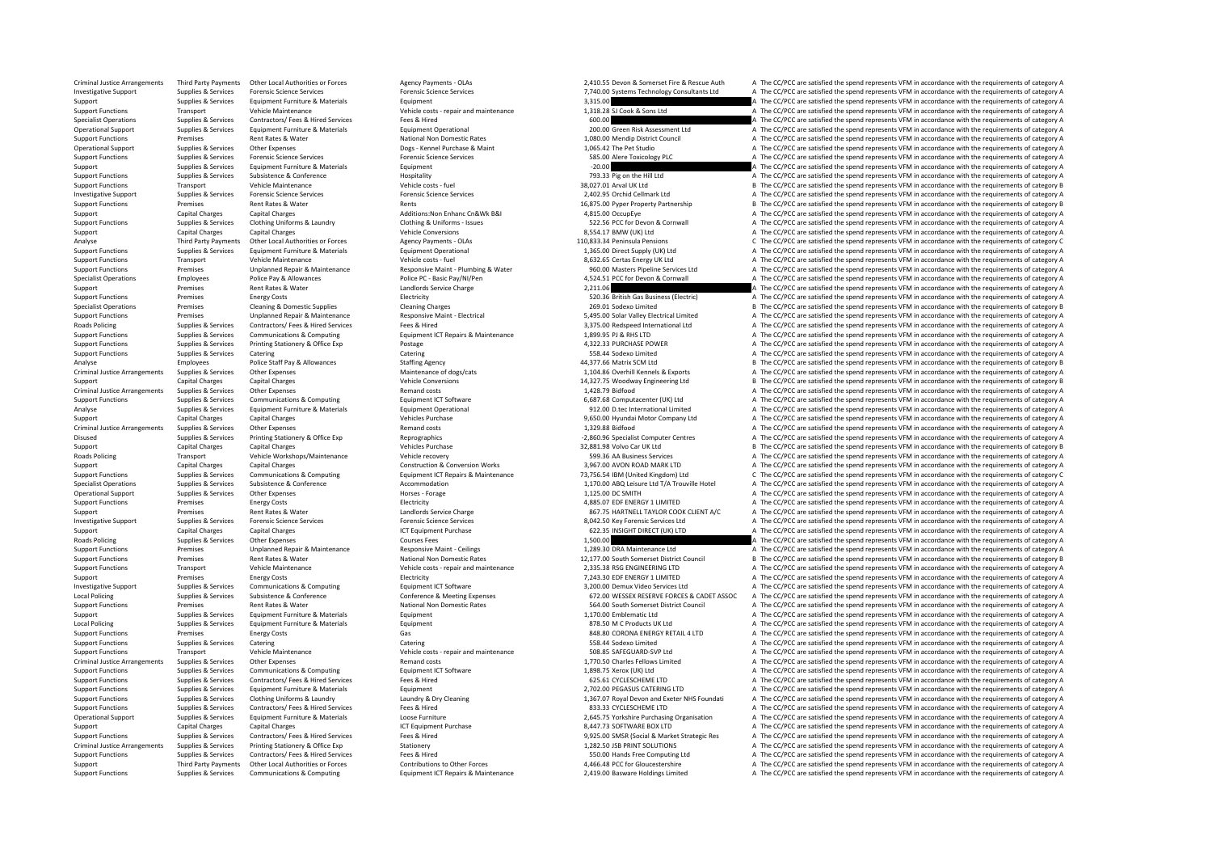| | | | | | | |
|---|---|---|---|---|---|---|
| Criminal Justice Arrangements | Third Party Payments | Other Local Authorities or Forces | Agency Payments - OLAs | 2,410.55 | Devon & Somerset Fire & Rescue Auth | A The CC/PCC are satisfied the spend represents VFM in accordance with the requirements of category A |
| Investigative Support | Supplies & Services | Forensic Science Services | Forensic Science Services | 7,740.00 | Systems Technology Consultants Ltd | A The CC/PCC are satisfied the spend represents VFM in accordance with the requirements of category A |
| Support | Supplies & Services | Equipment Furniture & Materials | Equipment | 3,315.00 | | A The CC/PCC are satisfied the spend represents VFM in accordance with the requirements of category A |
| Support Functions | Transport | Vehicle Maintenance | Vehicle costs - repair and maintenance | 1,318.28 | SJ Cook & Sons Ltd | A The CC/PCC are satisfied the spend represents VFM in accordance with the requirements of category A |
| Specialist Operations | Supplies & Services | Contractors/ Fees & Hired Services | Fees & Hired | 600.00 | | A The CC/PCC are satisfied the spend represents VFM in accordance with the requirements of category A |
| Operational Support | Supplies & Services | Equipment Furniture & Materials | Equipment Operational | 200.00 | Green Risk Assessment Ltd | A The CC/PCC are satisfied the spend represents VFM in accordance with the requirements of category A |
| Support Functions | Premises | Rent Rates & Water | National Non Domestic Rates | 1,080.00 | Mendip District Council | A The CC/PCC are satisfied the spend represents VFM in accordance with the requirements of category A |
| Operational Support | Supplies & Services | Other Expenses | Dogs - Kennel Purchase & Maint | 1,065.42 | The Pet Studio | A The CC/PCC are satisfied the spend represents VFM in accordance with the requirements of category A |
| Support Functions | Supplies & Services | Forensic Science Services | Forensic Science Services | 585.00 | Alere Toxicology PLC | A The CC/PCC are satisfied the spend represents VFM in accordance with the requirements of category A |
| Support | Supplies & Services | Equipment Furniture & Materials | Equipment | -20.00 | | A The CC/PCC are satisfied the spend represents VFM in accordance with the requirements of category A |
| Support Functions | Supplies & Services | Subsistence & Conference | Hospitality | 793.33 | Pig on the Hill Ltd | A The CC/PCC are satisfied the spend represents VFM in accordance with the requirements of category A |
| Support Functions | Transport | Vehicle Maintenance | Vehicle costs - fuel | 38,027.01 | Arval UK Ltd | B The CC/PCC are satisfied the spend represents VFM in accordance with the requirements of category B |
| Investigative Support | Supplies & Services | Forensic Science Services | Forensic Science Services | 2,402.95 | Orchid Cellmark Ltd | A The CC/PCC are satisfied the spend represents VFM in accordance with the requirements of category A |
| Support Functions | Premises | Rent Rates & Water | Rents | 16,875.00 | Pyper Property Partnership | B The CC/PCC are satisfied the spend represents VFM in accordance with the requirements of category B |
| Support | Capital Charges | Capital Charges | Additions:Non Enhanc Cn&Wk B&I | 4,815.00 | OccupEye | A The CC/PCC are satisfied the spend represents VFM in accordance with the requirements of category A |
| Support Functions | Supplies & Services | Clothing Uniforms & Laundry | Clothing & Uniforms - Issues | 522.56 | PCC for Devon & Cornwall | A The CC/PCC are satisfied the spend represents VFM in accordance with the requirements of category A |
| Support | Capital Charges | Capital Charges | Vehicle Conversions | 8,554.17 | BMW (UK) Ltd | A The CC/PCC are satisfied the spend represents VFM in accordance with the requirements of category A |
| Analyse | Third Party Payments | Other Local Authorities or Forces | Agency Payments - OLAs | 110,833.34 | Peninsula Pensions | C The CC/PCC are satisfied the spend represents VFM in accordance with the requirements of category C |
| Support Functions | Supplies & Services | Equipment Furniture & Materials | Equipment Operational | 1,365.00 | Direct Supply (UK) Ltd | A The CC/PCC are satisfied the spend represents VFM in accordance with the requirements of category A |
| Support Functions | Transport | Vehicle Maintenance | Vehicle costs - fuel | 8,632.65 | Certas Energy UK Ltd | A The CC/PCC are satisfied the spend represents VFM in accordance with the requirements of category A |
| Support Functions | Premises | Unplanned Repair & Maintenance | Responsive Maint - Plumbing & Water | 960.00 | Masters Pipeline Services Ltd | A The CC/PCC are satisfied the spend represents VFM in accordance with the requirements of category A |
| Specialist Operations | Employees | Police Pay & Allowances | Police PC - Basic Pay/NI/Pen | 4,524.51 | PCC for Devon & Cornwall | A The CC/PCC are satisfied the spend represents VFM in accordance with the requirements of category A |
| Support | Premises | Rent Rates & Water | Landlords Service Charge | 2,211.06 | | A The CC/PCC are satisfied the spend represents VFM in accordance with the requirements of category A |
| Support Functions | Premises | Energy Costs | Electricity | 520.36 | British Gas Business (Electric) | A The CC/PCC are satisfied the spend represents VFM in accordance with the requirements of category A |
| Specialist Operations | Premises | Cleaning & Domestic Supplies | Cleaning Charges | 269.01 | Sodexo Limited | B The CC/PCC are satisfied the spend represents VFM in accordance with the requirements of category B |
| Support Functions | Premises | Unplanned Repair & Maintenance | Responsive Maint - Electrical | 5,495.00 | Solar Valley Electrical Limited | A The CC/PCC are satisfied the spend represents VFM in accordance with the requirements of category A |
| Roads Policing | Supplies & Services | Contractors/ Fees & Hired Services | Fees & Hired | 3,375.00 | Redspeed International Ltd | A The CC/PCC are satisfied the spend represents VFM in accordance with the requirements of category A |
| Support Functions | Supplies & Services | Communications & Computing | Equipment ICT Repairs & Maintenance | 1,899.95 | PJ & RHS LTD | A The CC/PCC are satisfied the spend represents VFM in accordance with the requirements of category A |
| Support Functions | Supplies & Services | Printing Stationery & Office Exp | Postage | 4,322.33 | PURCHASE POWER | A The CC/PCC are satisfied the spend represents VFM in accordance with the requirements of category A |
| Support Functions | Supplies & Services | Catering | Catering | 558.44 | Sodexo Limited | A The CC/PCC are satisfied the spend represents VFM in accordance with the requirements of category A |
| Analyse | Employees | Police Staff Pay & Allowances | Staffing Agency | 44,377.66 | Matrix SCM Ltd | B The CC/PCC are satisfied the spend represents VFM in accordance with the requirements of category B |
| Criminal Justice Arrangements | Supplies & Services | Other Expenses | Maintenance of dogs/cats | 1,104.86 | Overhill Kennels & Exports | A The CC/PCC are satisfied the spend represents VFM in accordance with the requirements of category A |
| Support | Capital Charges | Capital Charges | Vehicle Conversions | 14,327.75 | Woodway Engineering Ltd | B The CC/PCC are satisfied the spend represents VFM in accordance with the requirements of category B |
| Criminal Justice Arrangements | Supplies & Services | Other Expenses | Remand costs | 1,428.79 | Bidfood | A The CC/PCC are satisfied the spend represents VFM in accordance with the requirements of category A |
| Support Functions | Supplies & Services | Communications & Computing | Equipment ICT Software | 6,687.68 | Computacenter (UK) Ltd | A The CC/PCC are satisfied the spend represents VFM in accordance with the requirements of category A |
| Analyse | Supplies & Services | Equipment Furniture & Materials | Equipment Operational | 912.00 | D.tec International Limited | A The CC/PCC are satisfied the spend represents VFM in accordance with the requirements of category A |
| Support | Capital Charges | Capital Charges | Vehicles Purchase | 9,650.00 | Hyundai Motor Company Ltd | A The CC/PCC are satisfied the spend represents VFM in accordance with the requirements of category A |
| Criminal Justice Arrangements | Supplies & Services | Other Expenses | Remand costs | 1,329.88 | Bidfood | A The CC/PCC are satisfied the spend represents VFM in accordance with the requirements of category A |
| Disused | Supplies & Services | Printing Stationery & Office Exp | Reprographics | -2,860.96 | Specialist Computer Centres | A The CC/PCC are satisfied the spend represents VFM in accordance with the requirements of category A |
| Support | Capital Charges | Capital Charges | Vehicles Purchase | 32,881.98 | Volvo Car UK Ltd | B The CC/PCC are satisfied the spend represents VFM in accordance with the requirements of category B |
| Roads Policing | Transport | Vehicle Workshops/Maintenance | Vehicle recovery | 599.36 | AA Business Services | A The CC/PCC are satisfied the spend represents VFM in accordance with the requirements of category A |
| Support | Capital Charges | Capital Charges | Construction & Conversion Works | 3,967.00 | AVON ROAD MARK LTD | A The CC/PCC are satisfied the spend represents VFM in accordance with the requirements of category A |
| Support Functions | Supplies & Services | Communications & Computing | Equipment ICT Repairs & Maintenance | 73,756.54 | IBM (United Kingdom) Ltd | C The CC/PCC are satisfied the spend represents VFM in accordance with the requirements of category C |
| Specialist Operations | Supplies & Services | Subsistence & Conference | Accommodation | 1,170.00 | ABQ Leisure Ltd T/A Trouville Hotel | A The CC/PCC are satisfied the spend represents VFM in accordance with the requirements of category A |
| Operational Support | Supplies & Services | Other Expenses | Horses - Forage | 1,125.00 | DC SMITH | A The CC/PCC are satisfied the spend represents VFM in accordance with the requirements of category A |
| Support Functions | Premises | Energy Costs | Electricity | 4,885.07 | EDF ENERGY 1 LIMITED | A The CC/PCC are satisfied the spend represents VFM in accordance with the requirements of category A |
| Support | Premises | Rent Rates & Water | Landlords Service Charge | 867.75 | HARTNELL TAYLOR COOK CLIENT A/C | A The CC/PCC are satisfied the spend represents VFM in accordance with the requirements of category A |
| Investigative Support | Supplies & Services | Forensic Science Services | Forensic Science Services | 8,042.50 | Key Forensic Services Ltd | A The CC/PCC are satisfied the spend represents VFM in accordance with the requirements of category A |
| Support | Capital Charges | Capital Charges | ICT Equipment Purchase | 622.35 | INSIGHT DIRECT (UK) LTD | A The CC/PCC are satisfied the spend represents VFM in accordance with the requirements of category A |
| Roads Policing | Supplies & Services | Other Expenses | Courses Fees | 1,500.00 | | A The CC/PCC are satisfied the spend represents VFM in accordance with the requirements of category A |
| Support Functions | Premises | Unplanned Repair & Maintenance | Responsive Maint - Ceilings | 1,289.30 | DRA Maintenance Ltd | A The CC/PCC are satisfied the spend represents VFM in accordance with the requirements of category A |
| Support Functions | Premises | Rent Rates & Water | National Non Domestic Rates | 12,177.00 | South Somerset District Council | B The CC/PCC are satisfied the spend represents VFM in accordance with the requirements of category B |
| Support Functions | Transport | Vehicle Maintenance | Vehicle costs - repair and maintenance | 2,335.38 | RSG ENGINEERING LTD | A The CC/PCC are satisfied the spend represents VFM in accordance with the requirements of category A |
| Support | Premises | Energy Costs | Electricity | 7,243.30 | EDF ENERGY 1 LIMITED | A The CC/PCC are satisfied the spend represents VFM in accordance with the requirements of category A |
| Investigative Support | Supplies & Services | Communications & Computing | Equipment ICT Software | 3,200.00 | Demux Video Services Ltd | A The CC/PCC are satisfied the spend represents VFM in accordance with the requirements of category A |
| Local Policing | Supplies & Services | Subsistence & Conference | Conference & Meeting Expenses | 672.00 | WESSEX RESERVE FORCES & CADET ASSOC | A The CC/PCC are satisfied the spend represents VFM in accordance with the requirements of category A |
| Support Functions | Premises | Rent Rates & Water | National Non Domestic Rates | 564.00 | South Somerset District Council | A The CC/PCC are satisfied the spend represents VFM in accordance with the requirements of category A |
| Support | Supplies & Services | Equipment Furniture & Materials | Equipment | 1,170.00 | Emblematic Ltd | A The CC/PCC are satisfied the spend represents VFM in accordance with the requirements of category A |
| Local Policing | Supplies & Services | Equipment Furniture & Materials | Equipment | 878.50 | M C Products UK Ltd | A The CC/PCC are satisfied the spend represents VFM in accordance with the requirements of category A |
| Support Functions | Premises | Energy Costs | Gas | 848.80 | CORONA ENERGY RETAIL 4 LTD | A The CC/PCC are satisfied the spend represents VFM in accordance with the requirements of category A |
| Support Functions | Supplies & Services | Catering | Catering | 558.44 | Sodexo Limited | A The CC/PCC are satisfied the spend represents VFM in accordance with the requirements of category A |
| Support Functions | Transport | Vehicle Maintenance | Vehicle costs - repair and maintenance | 508.85 | SAFEGUARD-SVP Ltd | A The CC/PCC are satisfied the spend represents VFM in accordance with the requirements of category A |
| Criminal Justice Arrangements | Supplies & Services | Other Expenses | Remand costs | 1,770.50 | Charles Fellows Limited | A The CC/PCC are satisfied the spend represents VFM in accordance with the requirements of category A |
| Support Functions | Supplies & Services | Communications & Computing | Equipment ICT Software | 1,898.75 | Xerox (UK) Ltd | A The CC/PCC are satisfied the spend represents VFM in accordance with the requirements of category A |
| Support Functions | Supplies & Services | Contractors/ Fees & Hired Services | Fees & Hired | 625.61 | CYCLESCHEME LTD | A The CC/PCC are satisfied the spend represents VFM in accordance with the requirements of category A |
| Support Functions | Supplies & Services | Equipment Furniture & Materials | Equipment | 2,702.00 | PEGASUS CATERING LTD | A The CC/PCC are satisfied the spend represents VFM in accordance with the requirements of category A |
| Support Functions | Supplies & Services | Clothing Uniforms & Laundry | Laundry & Dry Cleaning | 1,367.07 | Royal Devon and Exeter NHS Foundati | A The CC/PCC are satisfied the spend represents VFM in accordance with the requirements of category A |
| Support Functions | Supplies & Services | Contractors/ Fees & Hired Services | Fees & Hired | 833.33 | CYCLESCHEME LTD | A The CC/PCC are satisfied the spend represents VFM in accordance with the requirements of category A |
| Operational Support | Supplies & Services | Equipment Furniture & Materials | Loose Furniture | 2,645.75 | Yorkshire Purchasing Organisation | A The CC/PCC are satisfied the spend represents VFM in accordance with the requirements of category A |
| Support | Capital Charges | Capital Charges | ICT Equipment Purchase | 8,447.73 | SOFTWARE BOX LTD | A The CC/PCC are satisfied the spend represents VFM in accordance with the requirements of category A |
| Support Functions | Supplies & Services | Contractors/ Fees & Hired Services | Fees & Hired | 9,925.00 | SMSR (Social & Market Strategic Res | A The CC/PCC are satisfied the spend represents VFM in accordance with the requirements of category A |
| Criminal Justice Arrangements | Supplies & Services | Printing Stationery & Office Exp | Stationery | 1,282.50 | JSB PRINT SOLUTIONS | A The CC/PCC are satisfied the spend represents VFM in accordance with the requirements of category A |
| Support Functions | Supplies & Services | Contractors/ Fees & Hired Services | Fees & Hired | 550.00 | Hands Free Computing Ltd | A The CC/PCC are satisfied the spend represents VFM in accordance with the requirements of category A |
| Support | Third Party Payments | Other Local Authorities or Forces | Contributions to Other Forces | 4,466.48 | PCC for Gloucestershire | A The CC/PCC are satisfied the spend represents VFM in accordance with the requirements of category A |
| Support Functions | Supplies & Services | Communications & Computing | Equipment ICT Repairs & Maintenance | 2,419.00 | Basware Holdings Limited | A The CC/PCC are satisfied the spend represents VFM in accordance with the requirements of category A |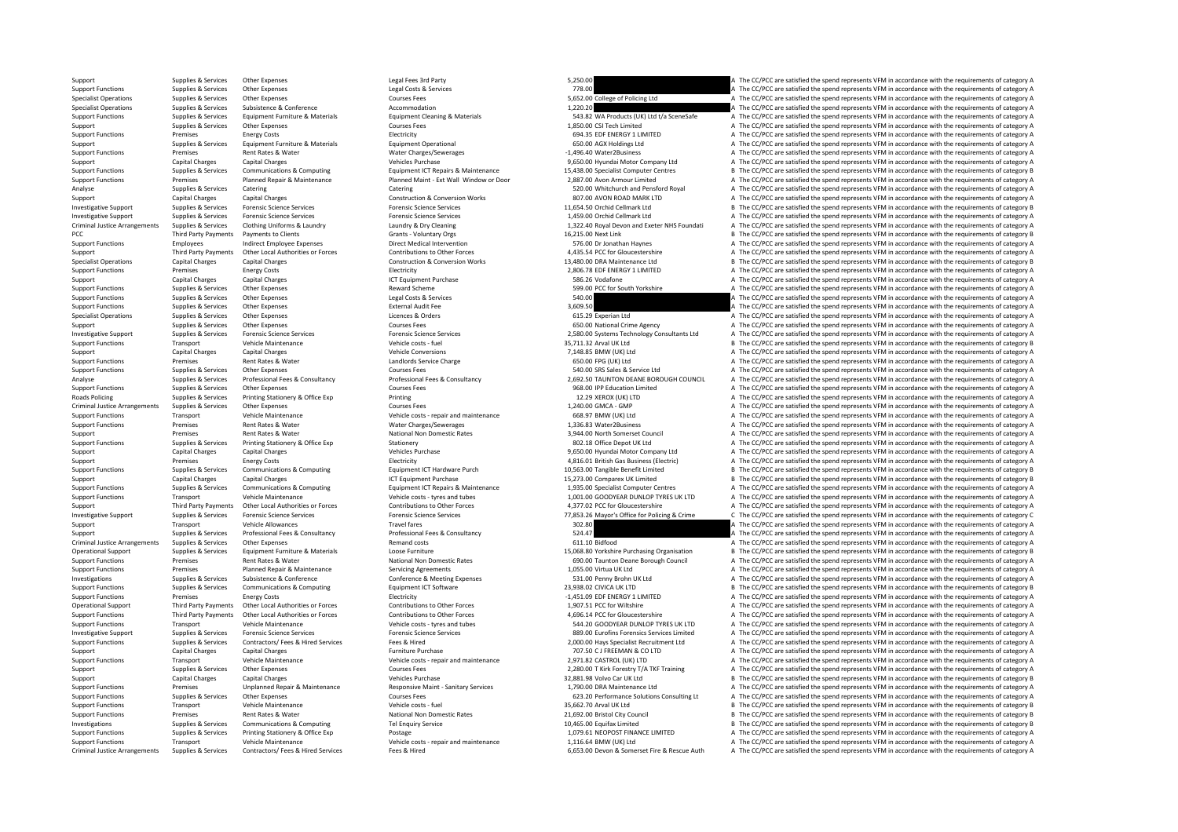| | | | | | | | |
|---|---|---|---|---|---|---|---|
| Support | Supplies & Services | Other Expenses | Legal Fees 3rd Party | 5,250.00 | | A | The CC/PCC are satisfied the spend represents VFM in accordance with the requirements of category A |
| Support Functions | Supplies & Services | Other Expenses | Legal Costs & Services | 778.00 | | A | The CC/PCC are satisfied the spend represents VFM in accordance with the requirements of category A |
| Specialist Operations | Supplies & Services | Other Expenses | Courses Fees | 5,652.00 | College of Policing Ltd | A | The CC/PCC are satisfied the spend represents VFM in accordance with the requirements of category A |
| Specialist Operations | Supplies & Services | Subsistence & Conference | Accommodation | 1,220.20 | | A | The CC/PCC are satisfied the spend represents VFM in accordance with the requirements of category A |
| Support Functions | Supplies & Services | Equipment Furniture & Materials | Equipment Cleaning & Materials | 543.82 | WA Products (UK) Ltd t/a SceneSafe | A | The CC/PCC are satisfied the spend represents VFM in accordance with the requirements of category A |
| Support | Supplies & Services | Other Expenses | Courses Fees | 1,850.00 | CSI Tech Limited | A | The CC/PCC are satisfied the spend represents VFM in accordance with the requirements of category A |
| Support Functions | Premises | Energy Costs | Electricity | 694.35 | EDF ENERGY 1 LIMITED | A | The CC/PCC are satisfied the spend represents VFM in accordance with the requirements of category A |
| Support | Supplies & Services | Equipment Furniture & Materials | Equipment Operational | 650.00 | AGX Holdings Ltd | A | The CC/PCC are satisfied the spend represents VFM in accordance with the requirements of category A |
| Support Functions | Premises | Rent Rates & Water | Water Charges/Sewerages | -1,496.40 | Water2Business | A | The CC/PCC are satisfied the spend represents VFM in accordance with the requirements of category A |
| Support | Capital Charges | Capital Charges | Vehicles Purchase | 9,650.00 | Hyundai Motor Company Ltd | A | The CC/PCC are satisfied the spend represents VFM in accordance with the requirements of category A |
| Support Functions | Supplies & Services | Communications & Computing | Equipment ICT Repairs & Maintenance | 15,438.00 | Specialist Computer Centres | B | The CC/PCC are satisfied the spend represents VFM in accordance with the requirements of category B |
| Support Functions | Premises | Planned Repair & Maintenance | Planned Maint - Ext Wall Window or Door | 2,887.00 | Avon Armour Limited | A | The CC/PCC are satisfied the spend represents VFM in accordance with the requirements of category A |
| Analyse | Supplies & Services | Catering | Catering | 520.00 | Whitchurch and Pensford Royal | A | The CC/PCC are satisfied the spend represents VFM in accordance with the requirements of category A |
| Support | Capital Charges | Capital Charges | Construction & Conversion Works | 807.00 | AVON ROAD MARK LTD | A | The CC/PCC are satisfied the spend represents VFM in accordance with the requirements of category A |
| Investigative Support | Supplies & Services | Forensic Science Services | Forensic Science Services | 11,654.50 | Orchid Cellmark Ltd | B | The CC/PCC are satisfied the spend represents VFM in accordance with the requirements of category B |
| Investigative Support | Supplies & Services | Forensic Science Services | Forensic Science Services | 1,459.00 | Orchid Cellmark Ltd | A | The CC/PCC are satisfied the spend represents VFM in accordance with the requirements of category A |
| Criminal Justice Arrangements | Supplies & Services | Clothing Uniforms & Laundry | Laundry & Dry Cleaning | 1,322.40 | Royal Devon and Exeter NHS Foundati | A | The CC/PCC are satisfied the spend represents VFM in accordance with the requirements of category A |
| PCC | Third Party Payments | Payments to Clients | Grants - Voluntary Orgs | 16,215.00 | Next Link | B | The CC/PCC are satisfied the spend represents VFM in accordance with the requirements of category B |
| Support Functions | Employees | Indirect Employee Expenses | Direct Medical Intervention | 576.00 | Dr Jonathan Haynes | A | The CC/PCC are satisfied the spend represents VFM in accordance with the requirements of category A |
| Support | Third Party Payments | Other Local Authorities or Forces | Contributions to Other Forces | 4,435.54 | PCC for Gloucestershire | A | The CC/PCC are satisfied the spend represents VFM in accordance with the requirements of category A |
| Specialist Operations | Capital Charges | Capital Charges | Construction & Conversion Works | 13,480.00 | DRA Maintenance Ltd | B | The CC/PCC are satisfied the spend represents VFM in accordance with the requirements of category B |
| Support Functions | Premises | Energy Costs | Electricity | 2,806.78 | EDF ENERGY 1 LIMITED | A | The CC/PCC are satisfied the spend represents VFM in accordance with the requirements of category A |
| Support | Capital Charges | Capital Charges | ICT Equipment Purchase | 586.26 | Vodafone | A | The CC/PCC are satisfied the spend represents VFM in accordance with the requirements of category A |
| Support Functions | Supplies & Services | Other Expenses | Reward Scheme | 599.00 | PCC for South Yorkshire | A | The CC/PCC are satisfied the spend represents VFM in accordance with the requirements of category A |
| Support Functions | Supplies & Services | Other Expenses | Legal Costs & Services | 540.00 | | A | The CC/PCC are satisfied the spend represents VFM in accordance with the requirements of category A |
| Support Functions | Supplies & Services | Other Expenses | External Audit Fee | 3,609.50 | | A | The CC/PCC are satisfied the spend represents VFM in accordance with the requirements of category A |
| Specialist Operations | Supplies & Services | Other Expenses | Licences & Orders | 615.29 | Experian Ltd | A | The CC/PCC are satisfied the spend represents VFM in accordance with the requirements of category A |
| Support | Supplies & Services | Other Expenses | Courses Fees | 650.00 | National Crime Agency | A | The CC/PCC are satisfied the spend represents VFM in accordance with the requirements of category A |
| Investigative Support | Supplies & Services | Forensic Science Services | Forensic Science Services | 2,580.00 | Systems Technology Consultants Ltd | A | The CC/PCC are satisfied the spend represents VFM in accordance with the requirements of category A |
| Support Functions | Transport | Vehicle Maintenance | Vehicle costs - fuel | 35,711.32 | Arval UK Ltd | B | The CC/PCC are satisfied the spend represents VFM in accordance with the requirements of category B |
| Support | Capital Charges | Capital Charges | Vehicle Conversions | 7,148.85 | BMW (UK) Ltd | A | The CC/PCC are satisfied the spend represents VFM in accordance with the requirements of category A |
| Support Functions | Premises | Rent Rates & Water | Landlords Service Charge | 650.00 | FPG (UK) Ltd | A | The CC/PCC are satisfied the spend represents VFM in accordance with the requirements of category A |
| Support Functions | Supplies & Services | Other Expenses | Courses Fees | 540.00 | SRS Sales & Service Ltd | A | The CC/PCC are satisfied the spend represents VFM in accordance with the requirements of category A |
| Analyse | Supplies & Services | Professional Fees & Consultancy | Professional Fees & Consultancy | 2,692.50 | TAUNTON DEANE BOROUGH COUNCIL | A | The CC/PCC are satisfied the spend represents VFM in accordance with the requirements of category A |
| Support Functions | Supplies & Services | Other Expenses | Courses Fees | 968.00 | IPP Education Limited | A | The CC/PCC are satisfied the spend represents VFM in accordance with the requirements of category A |
| Roads Policing | Supplies & Services | Printing Stationery & Office Exp | Printing | 12.29 | XEROX (UK) LTD | A | The CC/PCC are satisfied the spend represents VFM in accordance with the requirements of category A |
| Criminal Justice Arrangements | Supplies & Services | Other Expenses | Courses Fees | 1,240.00 | GMCA - GMP | A | The CC/PCC are satisfied the spend represents VFM in accordance with the requirements of category A |
| Support Functions | Transport | Vehicle Maintenance | Vehicle costs - repair and maintenance | 668.97 | BMW (UK) Ltd | A | The CC/PCC are satisfied the spend represents VFM in accordance with the requirements of category A |
| Support Functions | Premises | Rent Rates & Water | Water Charges/Sewerages | 1,336.83 | Water2Business | A | The CC/PCC are satisfied the spend represents VFM in accordance with the requirements of category A |
| Support | Premises | Rent Rates & Water | National Non Domestic Rates | 3,944.00 | North Somerset Council | A | The CC/PCC are satisfied the spend represents VFM in accordance with the requirements of category A |
| Support Functions | Supplies & Services | Printing Stationery & Office Exp | Stationery | 802.18 | Office Depot UK Ltd | A | The CC/PCC are satisfied the spend represents VFM in accordance with the requirements of category A |
| Support | Capital Charges | Capital Charges | Vehicles Purchase | 9,650.00 | Hyundai Motor Company Ltd | A | The CC/PCC are satisfied the spend represents VFM in accordance with the requirements of category A |
| Support | Premises | Energy Costs | Electricity | 4,816.01 | British Gas Business (Electric) | A | The CC/PCC are satisfied the spend represents VFM in accordance with the requirements of category A |
| Support Functions | Supplies & Services | Communications & Computing | Equipment ICT Hardware Purch | 10,563.00 | Tangible Benefit Limited | B | The CC/PCC are satisfied the spend represents VFM in accordance with the requirements of category B |
| Support | Capital Charges | Capital Charges | ICT Equipment Purchase | 15,273.00 | Comparex UK Limited | B | The CC/PCC are satisfied the spend represents VFM in accordance with the requirements of category B |
| Support Functions | Supplies & Services | Communications & Computing | Equipment ICT Repairs & Maintenance | 1,935.00 | Specialist Computer Centres | A | The CC/PCC are satisfied the spend represents VFM in accordance with the requirements of category A |
| Support Functions | Transport | Vehicle Maintenance | Vehicle costs - tyres and tubes | 1,001.00 | GOODYEAR DUNLOP TYRES UK LTD | A | The CC/PCC are satisfied the spend represents VFM in accordance with the requirements of category A |
| Support | Third Party Payments | Other Local Authorities or Forces | Contributions to Other Forces | 4,377.02 | PCC for Gloucestershire | A | The CC/PCC are satisfied the spend represents VFM in accordance with the requirements of category A |
| Investigative Support | Supplies & Services | Forensic Science Services | Forensic Science Services | 77,853.26 | Mayor's Office for Policing & Crime | C | The CC/PCC are satisfied the spend represents VFM in accordance with the requirements of category C |
| Support | Transport | Vehicle Allowances | Travel fares | 302.80 | | A | The CC/PCC are satisfied the spend represents VFM in accordance with the requirements of category A |
| Support | Supplies & Services | Professional Fees & Consultancy | Professional Fees & Consultancy | 524.47 | | A | The CC/PCC are satisfied the spend represents VFM in accordance with the requirements of category A |
| Criminal Justice Arrangements | Supplies & Services | Other Expenses | Remand costs | 611.10 | Bidfood | A | The CC/PCC are satisfied the spend represents VFM in accordance with the requirements of category A |
| Operational Support | Supplies & Services | Equipment Furniture & Materials | Loose Furniture | 15,068.80 | Yorkshire Purchasing Organisation | B | The CC/PCC are satisfied the spend represents VFM in accordance with the requirements of category B |
| Support Functions | Premises | Rent Rates & Water | National Non Domestic Rates | 690.00 | Taunton Deane Borough Council | A | The CC/PCC are satisfied the spend represents VFM in accordance with the requirements of category A |
| Support Functions | Premises | Planned Repair & Maintenance | Servicing Agreements | 1,055.00 | Virtua UK Ltd | A | The CC/PCC are satisfied the spend represents VFM in accordance with the requirements of category A |
| Investigations | Supplies & Services | Subsistence & Conference | Conference & Meeting Expenses | 531.00 | Penny Brohn UK Ltd | A | The CC/PCC are satisfied the spend represents VFM in accordance with the requirements of category A |
| Support Functions | Supplies & Services | Communications & Computing | Equipment ICT Software | 23,938.02 | CIVICA UK LTD | B | The CC/PCC are satisfied the spend represents VFM in accordance with the requirements of category B |
| Support Functions | Premises | Energy Costs | Electricity | -1,451.09 | EDF ENERGY 1 LIMITED | A | The CC/PCC are satisfied the spend represents VFM in accordance with the requirements of category A |
| Operational Support | Third Party Payments | Other Local Authorities or Forces | Contributions to Other Forces | 1,907.51 | PCC for Wiltshire | A | The CC/PCC are satisfied the spend represents VFM in accordance with the requirements of category A |
| Support Functions | Third Party Payments | Other Local Authorities or Forces | Contributions to Other Forces | 4,696.14 | PCC for Gloucestershire | A | The CC/PCC are satisfied the spend represents VFM in accordance with the requirements of category A |
| Support Functions | Transport | Vehicle Maintenance | Vehicle costs - tyres and tubes | 544.20 | GOODYEAR DUNLOP TYRES UK LTD | A | The CC/PCC are satisfied the spend represents VFM in accordance with the requirements of category A |
| Investigative Support | Supplies & Services | Forensic Science Services | Forensic Science Services | 889.00 | Eurofins Forensics Services Limited | A | The CC/PCC are satisfied the spend represents VFM in accordance with the requirements of category A |
| Support Functions | Supplies & Services | Contractors/ Fees & Hired Services | Fees & Hired | 2,000.00 | Hays Specialist Recruitment Ltd | A | The CC/PCC are satisfied the spend represents VFM in accordance with the requirements of category A |
| Support | Capital Charges | Capital Charges | Furniture Purchase | 707.50 | C J FREEMAN & CO LTD | A | The CC/PCC are satisfied the spend represents VFM in accordance with the requirements of category A |
| Support Functions | Transport | Vehicle Maintenance | Vehicle costs - repair and maintenance | 2,971.82 | CASTROL (UK) LTD | A | The CC/PCC are satisfied the spend represents VFM in accordance with the requirements of category A |
| Support | Supplies & Services | Other Expenses | Courses Fees | 2,280.00 | T Kirk Forestry T/A TKF Training | A | The CC/PCC are satisfied the spend represents VFM in accordance with the requirements of category A |
| Support | Capital Charges | Capital Charges | Vehicles Purchase | 32,881.98 | Volvo Car UK Ltd | B | The CC/PCC are satisfied the spend represents VFM in accordance with the requirements of category B |
| Support Functions | Premises | Unplanned Repair & Maintenance | Responsive Maint - Sanitary Services | 1,790.00 | DRA Maintenance Ltd | A | The CC/PCC are satisfied the spend represents VFM in accordance with the requirements of category A |
| Support Functions | Supplies & Services | Other Expenses | Courses Fees | 623.20 | Performance Solutions Consulting Lt | A | The CC/PCC are satisfied the spend represents VFM in accordance with the requirements of category A |
| Support Functions | Transport | Vehicle Maintenance | Vehicle costs - fuel | 35,662.70 | Arval UK Ltd | B | The CC/PCC are satisfied the spend represents VFM in accordance with the requirements of category B |
| Support Functions | Premises | Rent Rates & Water | National Non Domestic Rates | 21,692.00 | Bristol City Council | B | The CC/PCC are satisfied the spend represents VFM in accordance with the requirements of category B |
| Investigations | Supplies & Services | Communications & Computing | Tel Enquiry Service | 10,465.00 | Equifax Limited | B | The CC/PCC are satisfied the spend represents VFM in accordance with the requirements of category B |
| Support Functions | Supplies & Services | Printing Stationery & Office Exp | Postage | 1,079.61 | NEOPOST FINANCE LIMITED | A | The CC/PCC are satisfied the spend represents VFM in accordance with the requirements of category A |
| Support Functions | Transport | Vehicle Maintenance | Vehicle costs - repair and maintenance | 1,116.64 | BMW (UK) Ltd | A | The CC/PCC are satisfied the spend represents VFM in accordance with the requirements of category A |
| Criminal Justice Arrangements | Supplies & Services | Contractors/ Fees & Hired Services | Fees & Hired | 6,653.00 | Devon & Somerset Fire & Rescue Auth | A | The CC/PCC are satisfied the spend represents VFM in accordance with the requirements of category A |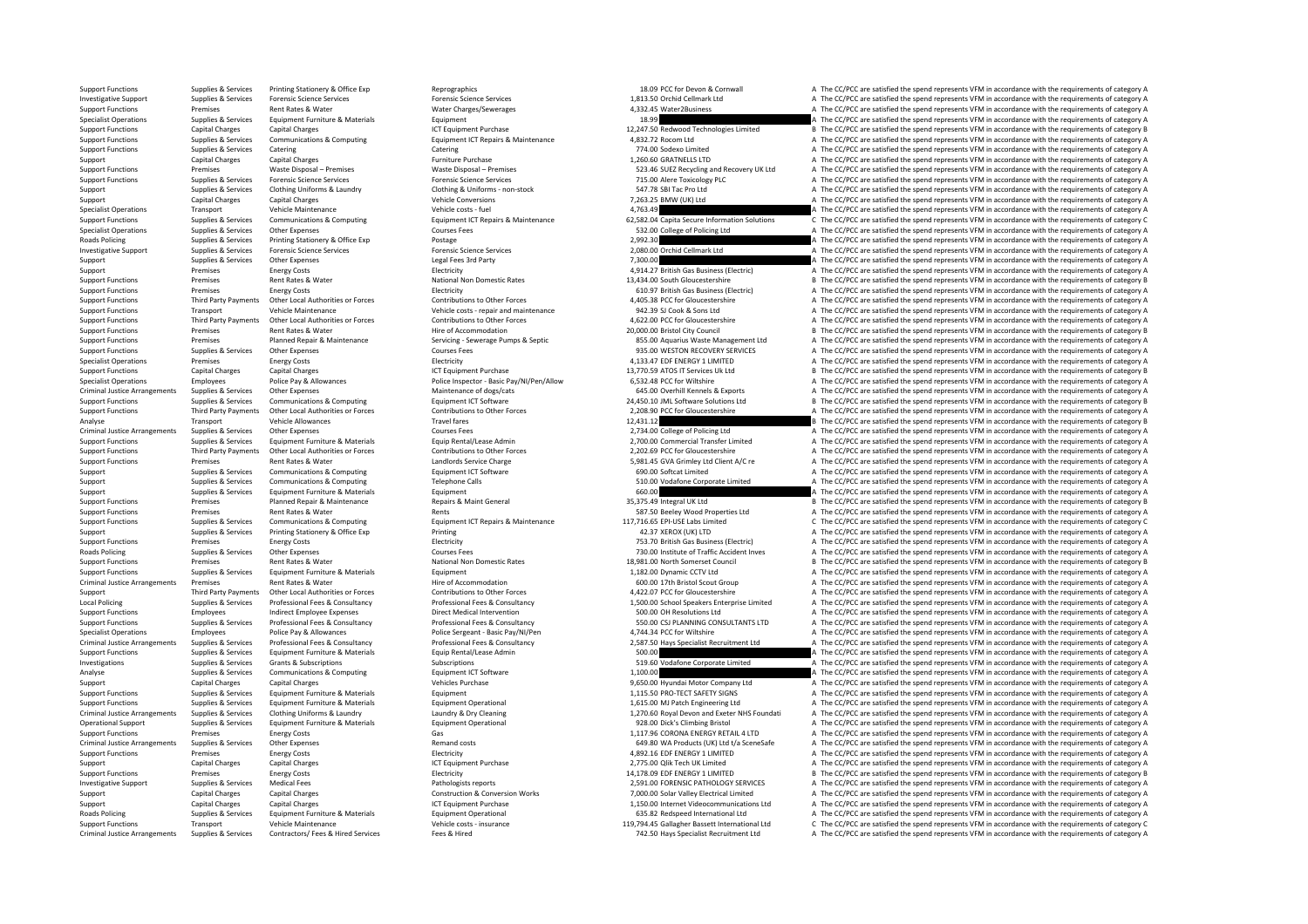| | | | | | | |
|---|---|---|---|---|---|---|
| Support Functions | Supplies & Services | Printing Stationery & Office Exp | Reprographics | 18.09 | PCC for Devon & Cornwall | A The CC/PCC are satisfied the spend represents VFM in accordance with the requirements of category A |
| Investigative Support | Supplies & Services | Forensic Science Services | Forensic Science Services | 1,813.50 | Orchid Cellmark Ltd | A The CC/PCC are satisfied the spend represents VFM in accordance with the requirements of category A |
| Support Functions | Premises | Rent Rates & Water | Water Charges/Sewerages | 4,332.45 | Water2Business | A The CC/PCC are satisfied the spend represents VFM in accordance with the requirements of category A |
| Specialist Operations | Supplies & Services | Equipment Furniture & Materials | Equipment | 18.99 | | A The CC/PCC are satisfied the spend represents VFM in accordance with the requirements of category A |
| Support Functions | Capital Charges | Capital Charges | ICT Equipment Purchase | 12,247.50 | Redwood Technologies Limited | B The CC/PCC are satisfied the spend represents VFM in accordance with the requirements of category B |
| Support Functions | Supplies & Services | Communications & Computing | Equipment ICT Repairs & Maintenance | 4,832.72 | Rocom Ltd | A The CC/PCC are satisfied the spend represents VFM in accordance with the requirements of category A |
| Support Functions | Supplies & Services | Catering | Catering | 774.00 | Sodexo Limited | A The CC/PCC are satisfied the spend represents VFM in accordance with the requirements of category A |
| Support | Capital Charges | Capital Charges | Furniture Purchase | 1,260.60 | GRATNELLS LTD | A The CC/PCC are satisfied the spend represents VFM in accordance with the requirements of category A |
| Support Functions | Premises | Waste Disposal – Premises | Waste Disposal – Premises | 523.46 | SUEZ Recycling and Recovery UK Ltd | A The CC/PCC are satisfied the spend represents VFM in accordance with the requirements of category A |
| Support Functions | Supplies & Services | Forensic Science Services | Forensic Science Services | 715.00 | Alere Toxicology PLC | A The CC/PCC are satisfied the spend represents VFM in accordance with the requirements of category A |
| Support | Supplies & Services | Clothing Uniforms & Laundry | Clothing & Uniforms - non-stock | 547.78 | SBI Tac Pro Ltd | A The CC/PCC are satisfied the spend represents VFM in accordance with the requirements of category A |
| Support | Capital Charges | Capital Charges | Vehicle Conversions | 7,263.25 | BMW (UK) Ltd | A The CC/PCC are satisfied the spend represents VFM in accordance with the requirements of category A |
| Specialist Operations | Transport | Vehicle Maintenance | Vehicle costs - fuel | 4,763.49 | | A The CC/PCC are satisfied the spend represents VFM in accordance with the requirements of category A |
| Support Functions | Supplies & Services | Communications & Computing | Equipment ICT Repairs & Maintenance | 62,582.04 | Capita Secure Information Solutions | C The CC/PCC are satisfied the spend represents VFM in accordance with the requirements of category C |
| Specialist Operations | Supplies & Services | Other Expenses | Courses Fees | 532.00 | College of Policing Ltd | A The CC/PCC are satisfied the spend represents VFM in accordance with the requirements of category A |
| Roads Policing | Supplies & Services | Printing Stationery & Office Exp | Postage | 2,992.30 | | A The CC/PCC are satisfied the spend represents VFM in accordance with the requirements of category A |
| Investigative Support | Supplies & Services | Forensic Science Services | Forensic Science Services | 2,080.00 | Orchid Cellmark Ltd | A The CC/PCC are satisfied the spend represents VFM in accordance with the requirements of category A |
| Support | Supplies & Services | Other Expenses | Legal Fees 3rd Party | 7,300.00 | | A The CC/PCC are satisfied the spend represents VFM in accordance with the requirements of category A |
| Support | Premises | Energy Costs | Electricity | 4,914.27 | British Gas Business (Electric) | A The CC/PCC are satisfied the spend represents VFM in accordance with the requirements of category A |
| Support Functions | Premises | Rent Rates & Water | National Non Domestic Rates | 13,434.00 | South Gloucestershire | B The CC/PCC are satisfied the spend represents VFM in accordance with the requirements of category B |
| Support Functions | Premises | Energy Costs | Electricity | 610.97 | British Gas Business (Electric) | A The CC/PCC are satisfied the spend represents VFM in accordance with the requirements of category A |
| Support Functions | Third Party Payments | Other Local Authorities or Forces | Contributions to Other Forces | 4,405.38 | PCC for Gloucestershire | A The CC/PCC are satisfied the spend represents VFM in accordance with the requirements of category A |
| Support Functions | Transport | Vehicle Maintenance | Vehicle costs - repair and maintenance | 942.39 | SJ Cook & Sons Ltd | A The CC/PCC are satisfied the spend represents VFM in accordance with the requirements of category A |
| Support Functions | Third Party Payments | Other Local Authorities or Forces | Contributions to Other Forces | 4,622.00 | PCC for Gloucestershire | A The CC/PCC are satisfied the spend represents VFM in accordance with the requirements of category A |
| Support Functions | Premises | Rent Rates & Water | Hire of Accommodation | 20,000.00 | Bristol City Council | B The CC/PCC are satisfied the spend represents VFM in accordance with the requirements of category B |
| Support Functions | Premises | Planned Repair & Maintenance | Servicing - Sewerage Pumps & Septic | 855.00 | Aquarius Waste Management Ltd | A The CC/PCC are satisfied the spend represents VFM in accordance with the requirements of category A |
| Support Functions | Supplies & Services | Other Expenses | Courses Fees | 935.00 | WESTON RECOVERY SERVICES | A The CC/PCC are satisfied the spend represents VFM in accordance with the requirements of category A |
| Specialist Operations | Premises | Energy Costs | Electricity | 4,133.47 | EDF ENERGY 1 LIMITED | A The CC/PCC are satisfied the spend represents VFM in accordance with the requirements of category A |
| Support Functions | Capital Charges | Capital Charges | ICT Equipment Purchase | 13,770.59 | ATOS IT Services Uk Ltd | B The CC/PCC are satisfied the spend represents VFM in accordance with the requirements of category B |
| Specialist Operations | Employees | Police Pay & Allowances | Police Inspector - Basic Pay/NI/Pen/Allow | 6,532.48 | PCC for Wiltshire | A The CC/PCC are satisfied the spend represents VFM in accordance with the requirements of category A |
| Criminal Justice Arrangements | Supplies & Services | Other Expenses | Maintenance of dogs/cats | 645.00 | Overhill Kennels & Exports | A The CC/PCC are satisfied the spend represents VFM in accordance with the requirements of category A |
| Support Functions | Supplies & Services | Communications & Computing | Equipment ICT Software | 24,450.10 | JML Software Solutions Ltd | B The CC/PCC are satisfied the spend represents VFM in accordance with the requirements of category B |
| Support Functions | Third Party Payments | Other Local Authorities or Forces | Contributions to Other Forces | 2,208.90 | PCC for Gloucestershire | A The CC/PCC are satisfied the spend represents VFM in accordance with the requirements of category A |
| Analyse | Transport | Vehicle Allowances | Travel fares | 12,431.12 | | B The CC/PCC are satisfied the spend represents VFM in accordance with the requirements of category B |
| Criminal Justice Arrangements | Supplies & Services | Other Expenses | Courses Fees | 2,734.00 | College of Policing Ltd | A The CC/PCC are satisfied the spend represents VFM in accordance with the requirements of category A |
| Support Functions | Supplies & Services | Equipment Furniture & Materials | Equip Rental/Lease Admin | 2,700.00 | Commercial Transfer Limited | A The CC/PCC are satisfied the spend represents VFM in accordance with the requirements of category A |
| Support Functions | Third Party Payments | Other Local Authorities or Forces | Contributions to Other Forces | 2,202.69 | PCC for Gloucestershire | A The CC/PCC are satisfied the spend represents VFM in accordance with the requirements of category A |
| Support Functions | Premises | Rent Rates & Water | Landlords Service Charge | 5,981.45 | GVA Grimley Ltd Client A/C re | A The CC/PCC are satisfied the spend represents VFM in accordance with the requirements of category A |
| Support | Supplies & Services | Communications & Computing | Equipment ICT Software | 690.00 | Softcat Limited | A The CC/PCC are satisfied the spend represents VFM in accordance with the requirements of category A |
| Support | Supplies & Services | Communications & Computing | Telephone Calls | 510.00 | Vodafone Corporate Limited | A The CC/PCC are satisfied the spend represents VFM in accordance with the requirements of category A |
| Support | Supplies & Services | Equipment Furniture & Materials | Equipment | 660.00 | | A The CC/PCC are satisfied the spend represents VFM in accordance with the requirements of category A |
| Support Functions | Premises | Planned Repair & Maintenance | Repairs & Maint General | 35,375.49 | Integral UK Ltd | B The CC/PCC are satisfied the spend represents VFM in accordance with the requirements of category B |
| Support Functions | Premises | Rent Rates & Water | Rents | 587.50 | Beeley Wood Properties Ltd | A The CC/PCC are satisfied the spend represents VFM in accordance with the requirements of category A |
| Support Functions | Supplies & Services | Communications & Computing | Equipment ICT Repairs & Maintenance | 117,716.65 | EPI-USE Labs Limited | C The CC/PCC are satisfied the spend represents VFM in accordance with the requirements of category C |
| Support | Supplies & Services | Printing Stationery & Office Exp | Printing | 42.37 | XEROX (UK) LTD | A The CC/PCC are satisfied the spend represents VFM in accordance with the requirements of category A |
| Support Functions | Premises | Energy Costs | Electricity | 753.70 | British Gas Business (Electric) | A The CC/PCC are satisfied the spend represents VFM in accordance with the requirements of category A |
| Roads Policing | Supplies & Services | Other Expenses | Courses Fees | 730.00 | Institute of Traffic Accident Inves | A The CC/PCC are satisfied the spend represents VFM in accordance with the requirements of category A |
| Support Functions | Premises | Rent Rates & Water | National Non Domestic Rates | 18,981.00 | North Somerset Council | B The CC/PCC are satisfied the spend represents VFM in accordance with the requirements of category B |
| Support Functions | Supplies & Services | Equipment Furniture & Materials | Equipment | 1,182.00 | Dynamic CCTV Ltd | A The CC/PCC are satisfied the spend represents VFM in accordance with the requirements of category A |
| Criminal Justice Arrangements | Premises | Rent Rates & Water | Hire of Accommodation | 600.00 | 17th Bristol Scout Group | A The CC/PCC are satisfied the spend represents VFM in accordance with the requirements of category A |
| Support | Third Party Payments | Other Local Authorities or Forces | Contributions to Other Forces | 4,422.07 | PCC for Gloucestershire | A The CC/PCC are satisfied the spend represents VFM in accordance with the requirements of category A |
| Local Policing | Supplies & Services | Professional Fees & Consultancy | Professional Fees & Consultancy | 1,500.00 | School Speakers Enterprise Limited | A The CC/PCC are satisfied the spend represents VFM in accordance with the requirements of category A |
| Support Functions | Employees | Indirect Employee Expenses | Direct Medical Intervention | 500.00 | OH Resolutions Ltd | A The CC/PCC are satisfied the spend represents VFM in accordance with the requirements of category A |
| Support Functions | Supplies & Services | Professional Fees & Consultancy | Professional Fees & Consultancy | 550.00 | CSJ PLANNING CONSULTANTS LTD | A The CC/PCC are satisfied the spend represents VFM in accordance with the requirements of category A |
| Specialist Operations | Employees | Police Pay & Allowances | Police Sergeant - Basic Pay/NI/Pen | 4,744.34 | PCC for Wiltshire | A The CC/PCC are satisfied the spend represents VFM in accordance with the requirements of category A |
| Criminal Justice Arrangements | Supplies & Services | Professional Fees & Consultancy | Professional Fees & Consultancy | 2,587.50 | Hays Specialist Recruitment Ltd | A The CC/PCC are satisfied the spend represents VFM in accordance with the requirements of category A |
| Support Functions | Supplies & Services | Equipment Furniture & Materials | Equip Rental/Lease Admin | 500.00 | | A The CC/PCC are satisfied the spend represents VFM in accordance with the requirements of category A |
| Investigations | Supplies & Services | Grants & Subscriptions | Subscriptions | 519.60 | Vodafone Corporate Limited | A The CC/PCC are satisfied the spend represents VFM in accordance with the requirements of category A |
| Analyse | Supplies & Services | Communications & Computing | Equipment ICT Software | 1,100.00 | | A The CC/PCC are satisfied the spend represents VFM in accordance with the requirements of category A |
| Support | Capital Charges | Capital Charges | Vehicles Purchase | 9,650.00 | Hyundai Motor Company Ltd | A The CC/PCC are satisfied the spend represents VFM in accordance with the requirements of category A |
| Support Functions | Supplies & Services | Equipment Furniture & Materials | Equipment | 1,115.50 | PRO-TECT SAFETY SIGNS | A The CC/PCC are satisfied the spend represents VFM in accordance with the requirements of category A |
| Support Functions | Supplies & Services | Equipment Furniture & Materials | Equipment Operational | 1,615.00 | MJ Patch Engineering Ltd | A The CC/PCC are satisfied the spend represents VFM in accordance with the requirements of category A |
| Criminal Justice Arrangements | Supplies & Services | Clothing Uniforms & Laundry | Laundry & Dry Cleaning | 1,270.60 | Royal Devon and Exeter NHS Foundati | A The CC/PCC are satisfied the spend represents VFM in accordance with the requirements of category A |
| Operational Support | Supplies & Services | Equipment Furniture & Materials | Equipment Operational | 928.00 | Dick's Climbing Bristol | A The CC/PCC are satisfied the spend represents VFM in accordance with the requirements of category A |
| Support Functions | Premises | Energy Costs | Gas | 1,117.96 | CORONA ENERGY RETAIL 4 LTD | A The CC/PCC are satisfied the spend represents VFM in accordance with the requirements of category A |
| Criminal Justice Arrangements | Supplies & Services | Other Expenses | Remand costs | 649.80 | WA Products (UK) Ltd t/a SceneSafe | A The CC/PCC are satisfied the spend represents VFM in accordance with the requirements of category A |
| Support Functions | Premises | Energy Costs | Electricity | 4,892.16 | EDF ENERGY 1 LIMITED | A The CC/PCC are satisfied the spend represents VFM in accordance with the requirements of category A |
| Support | Capital Charges | Capital Charges | ICT Equipment Purchase | 2,775.00 | Qlik Tech UK Limited | A The CC/PCC are satisfied the spend represents VFM in accordance with the requirements of category A |
| Support Functions | Premises | Energy Costs | Electricity | 14,178.09 | EDF ENERGY 1 LIMITED | B The CC/PCC are satisfied the spend represents VFM in accordance with the requirements of category B |
| Investigative Support | Supplies & Services | Medical Fees | Pathologists reports | 2,591.00 | FORENSIC PATHOLOGY SERVICES | A The CC/PCC are satisfied the spend represents VFM in accordance with the requirements of category A |
| Support | Capital Charges | Capital Charges | Construction & Conversion Works | 7,000.00 | Solar Valley Electrical Limited | A The CC/PCC are satisfied the spend represents VFM in accordance with the requirements of category A |
| Support | Capital Charges | Capital Charges | ICT Equipment Purchase | 1,150.00 | Internet Videocommunications Ltd | A The CC/PCC are satisfied the spend represents VFM in accordance with the requirements of category A |
| Roads Policing | Supplies & Services | Equipment Furniture & Materials | Equipment Operational | 635.82 | Redspeed International Ltd | A The CC/PCC are satisfied the spend represents VFM in accordance with the requirements of category A |
| Support Functions | Transport | Vehicle Maintenance | Vehicle costs - insurance | 119,794.45 | Gallagher Bassett International Ltd | C The CC/PCC are satisfied the spend represents VFM in accordance with the requirements of category C |
| Criminal Justice Arrangements | Supplies & Services | Contractors/ Fees & Hired Services | Fees & Hired | 742.50 | Hays Specialist Recruitment Ltd | A The CC/PCC are satisfied the spend represents VFM in accordance with the requirements of category A |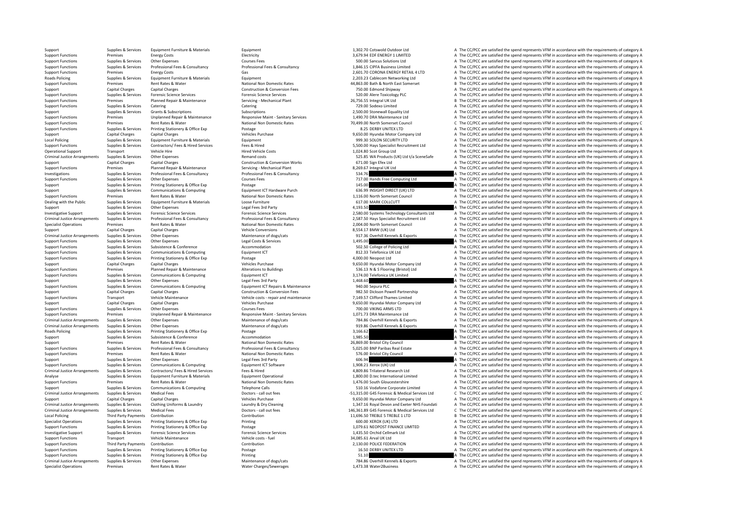| Support | Supplies & Services | Equipment Furniture & Materials | Equipment | 1,302.70 | Cotswold Outdoor Ltd | A | The CC/PCC are satisfied the spend represents VFM in accordance with the requirements of category A |
|---|---|---|---|---|---|---|---|
| Support Functions | Premises | Energy Costs | Electricity | 3,679.94 | EDF ENERGY 1 LIMITED | A | The CC/PCC are satisfied the spend represents VFM in accordance with the requirements of category A |
| Support Functions | Supplies & Services | Other Expenses | Courses Fees | 500.00 | Sancus Solutions Ltd | A | The CC/PCC are satisfied the spend represents VFM in accordance with the requirements of category A |
| Support Functions | Supplies & Services | Professional Fees & Consultancy | Professional Fees & Consultancy | 1,846.15 | CIPFA Business Limited | A | The CC/PCC are satisfied the spend represents VFM in accordance with the requirements of category A |
| Support Functions | Premises | Energy Costs | Gas | 2,601.70 | CORONA ENERGY RETAIL 4 LTD | A | The CC/PCC are satisfied the spend represents VFM in accordance with the requirements of category A |
| Roads Policing | Supplies & Services | Equipment Furniture & Materials | Equipment | 2,203.23 | Cablecom Networking Ltd | A | The CC/PCC are satisfied the spend represents VFM in accordance with the requirements of category A |
| Support Functions | Premises | Rent Rates & Water | National Non Domestic Rates | 44,863.00 | Bath & North East Somerset | B | The CC/PCC are satisfied the spend represents VFM in accordance with the requirements of category B |
| Support | Capital Charges | Capital Charges | Construction & Conversion Fees | 750.00 | Edmond Shipway | A | The CC/PCC are satisfied the spend represents VFM in accordance with the requirements of category A |
| Support Functions | Supplies & Services | Forensic Science Services | Forensic Science Services | 520.00 | Alere Toxicology PLC | A | The CC/PCC are satisfied the spend represents VFM in accordance with the requirements of category A |
| Support Functions | Premises | Planned Repair & Maintenance | Servicing - Mechanical Plant | 26,756.55 | Integral UK Ltd | B | The CC/PCC are satisfied the spend represents VFM in accordance with the requirements of category B |
| Support Functions | Supplies & Services | Catering | Catering | 729.00 | Sodexo Limited | A | The CC/PCC are satisfied the spend represents VFM in accordance with the requirements of category A |
| Support | Supplies & Services | Grants & Subscriptions | Subscriptions | 2,500.00 | Stonewall Equality Ltd | A | The CC/PCC are satisfied the spend represents VFM in accordance with the requirements of category A |
| Support Functions | Premises | Unplanned Repair & Maintenance | Responsive Maint - Sanitary Services | 1,490.70 | DRA Maintenance Ltd | A | The CC/PCC are satisfied the spend represents VFM in accordance with the requirements of category A |
| Support Functions | Premises | Rent Rates & Water | National Non Domestic Rates | 70,499.00 | North Somerset Council | C | The CC/PCC are satisfied the spend represents VFM in accordance with the requirements of category C |
| Support Functions | Supplies & Services | Printing Stationery & Office Exp | Postage | 8.25 | DERBY UNITEX LTD | A | The CC/PCC are satisfied the spend represents VFM in accordance with the requirements of category A |
| Support | Capital Charges | Capital Charges | Vehicles Purchase | 9,650.00 | Hyundai Motor Company Ltd | A | The CC/PCC are satisfied the spend represents VFM in accordance with the requirements of category A |
| Local Policing | Supplies & Services | Equipment Furniture & Materials | Equipment | 999.30 | SOLON SECURITY LTD | A | The CC/PCC are satisfied the spend represents VFM in accordance with the requirements of category A |
| Support Functions | Supplies & Services | Contractors/ Fees & Hired Services | Fees & Hired | 5,500.00 | Hays Specialist Recruitment Ltd | A | The CC/PCC are satisfied the spend represents VFM in accordance with the requirements of category A |
| Operational Support | Transport | Vehicle Hire | Hired Vehicle Costs | 1,024.80 | Scot Group Ltd | A | The CC/PCC are satisfied the spend represents VFM in accordance with the requirements of category A |
| Criminal Justice Arrangements | Supplies & Services | Other Expenses | Remand costs | 525.85 | WA Products (UK) Ltd t/a SceneSafe | A | The CC/PCC are satisfied the spend represents VFM in accordance with the requirements of category A |
| Support | Capital Charges | Capital Charges | Construction & Conversion Works | 671.00 | Sign Efex Ltd | A | The CC/PCC are satisfied the spend represents VFM in accordance with the requirements of category A |
| Support Functions | Premises | Planned Repair & Maintenance | Servicing - Mechanical Plant | 8,269.67 | Integral UK Ltd | A | The CC/PCC are satisfied the spend represents VFM in accordance with the requirements of category A |
| Investigations | Supplies & Services | Professional Fees & Consultancy | Professional Fees & Consultancy | 534.76 | | A | The CC/PCC are satisfied the spend represents VFM in accordance with the requirements of category A |
| Support Functions | Supplies & Services | Other Expenses | Courses Fees | 717.00 | Hands Free Computing Ltd | A | The CC/PCC are satisfied the spend represents VFM in accordance with the requirements of category A |
| Support | Supplies & Services | Printing Stationery & Office Exp | Postage | 145.00 | | A | The CC/PCC are satisfied the spend represents VFM in accordance with the requirements of category A |
| Support | Supplies & Services | Communications & Computing | Equipment ICT Hardware Purch | 636.99 | INSIGHT DIRECT (UK) LTD | A | The CC/PCC are satisfied the spend represents VFM in accordance with the requirements of category A |
| Support Functions | Premises | Rent Rates & Water | National Non Domestic Rates | 1,116.00 | North Somerset Council | A | The CC/PCC are satisfied the spend represents VFM in accordance with the requirements of category A |
| Dealing with the Public | Supplies & Services | Equipment Furniture & Materials | Loose Furniture | 617.00 | MARK COLLCUTT | A | The CC/PCC are satisfied the spend represents VFM in accordance with the requirements of category A |
| Support | Supplies & Services | Other Expenses | Legal Fees 3rd Party | 4,193.50 | | A | The CC/PCC are satisfied the spend represents VFM in accordance with the requirements of category A |
| Investigative Support | Supplies & Services | Forensic Science Services | Forensic Science Services | 2,580.00 | Systems Technology Consultants Ltd | A | The CC/PCC are satisfied the spend represents VFM in accordance with the requirements of category A |
| Criminal Justice Arrangements | Supplies & Services | Professional Fees & Consultancy | Professional Fees & Consultancy | 2,587.50 | Hays Specialist Recruitment Ltd | A | The CC/PCC are satisfied the spend represents VFM in accordance with the requirements of category A |
| Specialist Operations | Premises | Rent Rates & Water | National Non Domestic Rates | 2,004.00 | North Somerset Council | A | The CC/PCC are satisfied the spend represents VFM in accordance with the requirements of category A |
| Support | Capital Charges | Capital Charges | Vehicle Conversions | 8,554.17 | BMW (UK) Ltd | A | The CC/PCC are satisfied the spend represents VFM in accordance with the requirements of category A |
| Criminal Justice Arrangements | Supplies & Services | Other Expenses | Maintenance of dogs/cats | 917.36 | Overhill Kennels & Exports | A | The CC/PCC are satisfied the spend represents VFM in accordance with the requirements of category A |
| Support Functions | Supplies & Services | Other Expenses | Legal Costs & Services | 1,495.00 | | A | The CC/PCC are satisfied the spend represents VFM in accordance with the requirements of category A |
| Support Functions | Supplies & Services | Subsistence & Conference | Accommodation | 502.50 | College of Policing Ltd | A | The CC/PCC are satisfied the spend represents VFM in accordance with the requirements of category A |
| Support Functions | Supplies & Services | Communications & Computing | Equipment ICT | 812.33 | Telefonica UK Ltd | A | The CC/PCC are satisfied the spend represents VFM in accordance with the requirements of category A |
| Support Functions | Supplies & Services | Printing Stationery & Office Exp | Postage | 4,000.00 | Neopost Ltd | A | The CC/PCC are satisfied the spend represents VFM in accordance with the requirements of category A |
| Support | Capital Charges | Capital Charges | Vehicles Purchase | 9,650.00 | Hyundai Motor Company Ltd | A | The CC/PCC are satisfied the spend represents VFM in accordance with the requirements of category A |
| Support Functions | Premises | Planned Repair & Maintenance | Alterations to Buildings | 536.13 | N & S Flooring (Bristol) Ltd | A | The CC/PCC are satisfied the spend represents VFM in accordance with the requirements of category A |
| Support Functions | Supplies & Services | Communications & Computing | Equipment ICT | 3,174.00 | Telefonica UK Limited | A | The CC/PCC are satisfied the spend represents VFM in accordance with the requirements of category A |
| Support | Supplies & Services | Other Expenses | Legal Fees 3rd Party | 1,468.60 | | A | The CC/PCC are satisfied the spend represents VFM in accordance with the requirements of category A |
| Support Functions | Supplies & Services | Communications & Computing | Equipment ICT Repairs & Maintenance | 940.00 | Sepura PLC | A | The CC/PCC are satisfied the spend represents VFM in accordance with the requirements of category A |
| Support | Capital Charges | Capital Charges | Construction & Conversion Fees | 982.50 | Dickson Powell Partnership | A | The CC/PCC are satisfied the spend represents VFM in accordance with the requirements of category A |
| Support Functions | Transport | Vehicle Maintenance | Vehicle costs - repair and maintenance | 7,149.57 | Clifford Thames Limited | A | The CC/PCC are satisfied the spend represents VFM in accordance with the requirements of category A |
| Support | Capital Charges | Capital Charges | Vehicles Purchase | 9,650.00 | Hyundai Motor Company Ltd | A | The CC/PCC are satisfied the spend represents VFM in accordance with the requirements of category A |
| Support Functions | Supplies & Services | Other Expenses | Courses Fees | 700.00 | VIKING ARMS LTD | A | The CC/PCC are satisfied the spend represents VFM in accordance with the requirements of category A |
| Support Functions | Premises | Unplanned Repair & Maintenance | Responsive Maint - Sanitary Services | 1,071.73 | DRA Maintenance Ltd | A | The CC/PCC are satisfied the spend represents VFM in accordance with the requirements of category A |
| Criminal Justice Arrangements | Supplies & Services | Other Expenses | Maintenance of dogs/cats | 784.86 | Overhill Kennels & Exports | A | The CC/PCC are satisfied the spend represents VFM in accordance with the requirements of category A |
| Criminal Justice Arrangements | Supplies & Services | Other Expenses | Maintenance of dogs/cats | 919.86 | Overhill Kennels & Exports | A | The CC/PCC are satisfied the spend represents VFM in accordance with the requirements of category A |
| Roads Policing | Supplies & Services | Printing Stationery & Office Exp | Postage | 3,166.62 | | A | The CC/PCC are satisfied the spend represents VFM in accordance with the requirements of category A |
| Support | Supplies & Services | Subsistence & Conference | Accommodation | 1,985.50 | | A | The CC/PCC are satisfied the spend represents VFM in accordance with the requirements of category A |
| Support | Premises | Rent Rates & Water | National Non Domestic Rates | 26,869.00 | Bristol City Council | B | The CC/PCC are satisfied the spend represents VFM in accordance with the requirements of category B |
| Support Functions | Supplies & Services | Professional Fees & Consultancy | Professional Fees & Consultancy | 5,025.00 | BNP Paribas Real Estate | A | The CC/PCC are satisfied the spend represents VFM in accordance with the requirements of category A |
| Support Functions | Premises | Rent Rates & Water | National Non Domestic Rates | 576.00 | Bristol City Council | A | The CC/PCC are satisfied the spend represents VFM in accordance with the requirements of category A |
| Support | Supplies & Services | Other Expenses | Legal Fees 3rd Party | 606.94 | | A | The CC/PCC are satisfied the spend represents VFM in accordance with the requirements of category A |
| Support Functions | Supplies & Services | Communications & Computing | Equipment ICT Software | 1,908.21 | Xerox (UK) Ltd | A | The CC/PCC are satisfied the spend represents VFM in accordance with the requirements of category A |
| Criminal Justice Arrangements | Supplies & Services | Contractors/ Fees & Hired Services | Fees & Hired | 4,809.86 | Trilateral Research Ltd | A | The CC/PCC are satisfied the spend represents VFM in accordance with the requirements of category A |
| Analyse | Supplies & Services | Equipment Furniture & Materials | Equipment Operational | 1,800.00 | D.tec International Limited | A | The CC/PCC are satisfied the spend represents VFM in accordance with the requirements of category A |
| Support Functions | Premises | Rent Rates & Water | National Non Domestic Rates | 1,476.00 | South Gloucestershire | A | The CC/PCC are satisfied the spend represents VFM in accordance with the requirements of category A |
| Support | Supplies & Services | Communications & Computing | Telephone Calls | 510.16 | Vodafone Corporate Limited | A | The CC/PCC are satisfied the spend represents VFM in accordance with the requirements of category A |
| Criminal Justice Arrangements | Supplies & Services | Medical Fees | Doctors - call out fees | -51,315.00 | G4S Forensic & Medical Services Ltd | C | The CC/PCC are satisfied the spend represents VFM in accordance with the requirements of category C |
| Support | Capital Charges | Capital Charges | Vehicles Purchase | 9,650.00 | Hyundai Motor Company Ltd | A | The CC/PCC are satisfied the spend represents VFM in accordance with the requirements of category A |
| Criminal Justice Arrangements | Supplies & Services | Clothing Uniforms & Laundry | Laundry & Dry Cleaning | 1,347.16 | Royal Devon and Exeter NHS Foundati | A | The CC/PCC are satisfied the spend represents VFM in accordance with the requirements of category A |
| Criminal Justice Arrangements | Supplies & Services | Medical Fees | Doctors - call out fees | 146,361.89 | G4S Forensic & Medical Services Ltd | C | The CC/PCC are satisfied the spend represents VFM in accordance with the requirements of category C |
| Local Policing | Third Party Payments | Contribution | Contribution | 11,696.50 | TREBLE 5 TREBLE 1 LTD | B | The CC/PCC are satisfied the spend represents VFM in accordance with the requirements of category B |
| Specialist Operations | Supplies & Services | Printing Stationery & Office Exp | Printing | 600.00 | XEROX (UK) LTD | A | The CC/PCC are satisfied the spend represents VFM in accordance with the requirements of category A |
| Support Functions | Supplies & Services | Printing Stationery & Office Exp | Postage | 1,079.61 | NEOPOST FINANCE LIMITED | A | The CC/PCC are satisfied the spend represents VFM in accordance with the requirements of category A |
| Investigative Support | Supplies & Services | Forensic Science Services | Forensic Science Services | 1,435.50 | Orchid Cellmark Ltd | A | The CC/PCC are satisfied the spend represents VFM in accordance with the requirements of category A |
| Support Functions | Transport | Vehicle Maintenance | Vehicle costs - fuel | 34,085.61 | Arval UK Ltd | B | The CC/PCC are satisfied the spend represents VFM in accordance with the requirements of category B |
| Support Functions | Third Party Payments | Contribution | Contribution | 2,130.00 | POLICE FEDERATION | A | The CC/PCC are satisfied the spend represents VFM in accordance with the requirements of category A |
| Support Functions | Supplies & Services | Printing Stationery & Office Exp | Postage | 16.50 | DERBY UNITEX LTD | A | The CC/PCC are satisfied the spend represents VFM in accordance with the requirements of category A |
| Support Functions | Supplies & Services | Printing Stationery & Office Exp | Printing | 51.10 | | A | The CC/PCC are satisfied the spend represents VFM in accordance with the requirements of category A |
| Criminal Justice Arrangements | Supplies & Services | Other Expenses | Maintenance of dogs/cats | 784.86 | Overhill Kennels & Exports | A | The CC/PCC are satisfied the spend represents VFM in accordance with the requirements of category A |
| Specialist Operations | Premises | Rent Rates & Water | Water Charges/Sewerages | 1,473.38 | Water2Business | A | The CC/PCC are satisfied the spend represents VFM in accordance with the requirements of category A |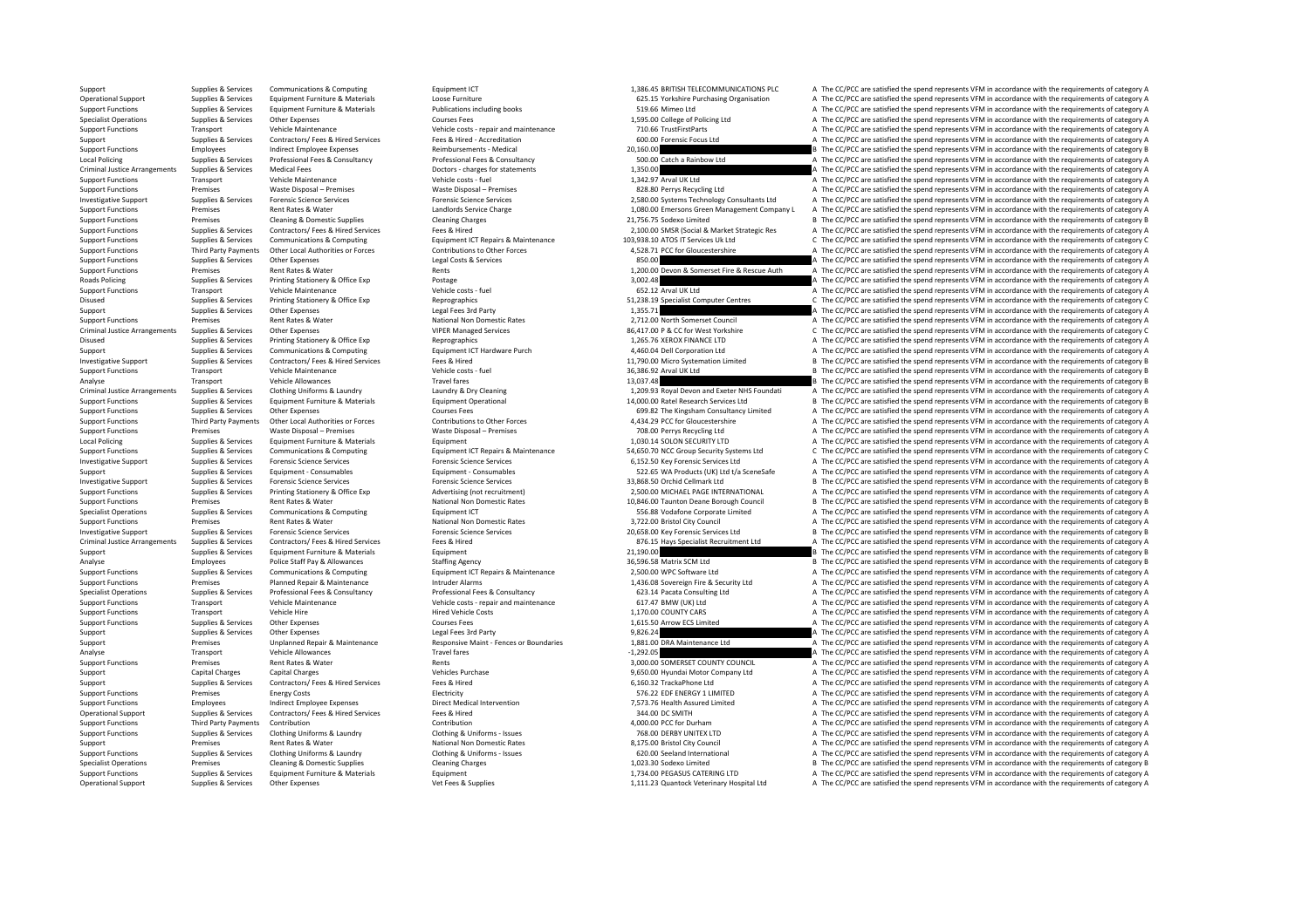| | | | | | | |
|---|---|---|---|---|---|---|
| Support | Supplies & Services | Communications & Computing | Equipment ICT | 1,386.45 | BRITISH TELECOMMUNICATIONS PLC | A The CC/PCC are satisfied the spend represents VFM in accordance with the requirements of category A |
| Operational Support | Supplies & Services | Equipment Furniture & Materials | Loose Furniture | 625.15 | Yorkshire Purchasing Organisation | A The CC/PCC are satisfied the spend represents VFM in accordance with the requirements of category A |
| Support Functions | Supplies & Services | Equipment Furniture & Materials | Publications including books | 519.66 | Mimeo Ltd | A The CC/PCC are satisfied the spend represents VFM in accordance with the requirements of category A |
| Specialist Operations | Supplies & Services | Other Expenses | Courses Fees | 1,595.00 | College of Policing Ltd | A The CC/PCC are satisfied the spend represents VFM in accordance with the requirements of category A |
| Support Functions | Transport | Vehicle Maintenance | Vehicle costs - repair and maintenance | 710.66 | TrustFirstParts | A The CC/PCC are satisfied the spend represents VFM in accordance with the requirements of category A |
| Support | Supplies & Services | Contractors/ Fees & Hired Services | Fees & Hired - Accreditation | 600.00 | Forensic Focus Ltd | A The CC/PCC are satisfied the spend represents VFM in accordance with the requirements of category A |
| Support Functions | Employees | Indirect Employee Expenses | Reimbursements - Medical | 20,160.00 | | B The CC/PCC are satisfied the spend represents VFM in accordance with the requirements of category B |
| Local Policing | Supplies & Services | Professional Fees & Consultancy | Professional Fees & Consultancy | 500.00 | Catch a Rainbow Ltd | A The CC/PCC are satisfied the spend represents VFM in accordance with the requirements of category A |
| Criminal Justice Arrangements | Supplies & Services | Medical Fees | Doctors - charges for statements | 1,350.00 | | A The CC/PCC are satisfied the spend represents VFM in accordance with the requirements of category A |
| Support Functions | Transport | Vehicle Maintenance | Vehicle costs - fuel | 1,342.97 | Arval UK Ltd | A The CC/PCC are satisfied the spend represents VFM in accordance with the requirements of category A |
| Support Functions | Premises | Waste Disposal – Premises | Waste Disposal – Premises | 828.80 | Perrys Recycling Ltd | A The CC/PCC are satisfied the spend represents VFM in accordance with the requirements of category A |
| Investigative Support | Supplies & Services | Forensic Science Services | Forensic Science Services | 2,580.00 | Systems Technology Consultants Ltd | A The CC/PCC are satisfied the spend represents VFM in accordance with the requirements of category A |
| Support Functions | Premises | Rent Rates & Water | Landlords Service Charge | 1,080.00 | Emersons Green Management Company L | A The CC/PCC are satisfied the spend represents VFM in accordance with the requirements of category A |
| Support Functions | Premises | Cleaning & Domestic Supplies | Cleaning Charges | 21,756.75 | Sodexo Limited | B The CC/PCC are satisfied the spend represents VFM in accordance with the requirements of category B |
| Support Functions | Supplies & Services | Contractors/ Fees & Hired Services | Fees & Hired | 2,100.00 | SMSR (Social & Market Strategic Res | A The CC/PCC are satisfied the spend represents VFM in accordance with the requirements of category A |
| Support Functions | Supplies & Services | Communications & Computing | Equipment ICT Repairs & Maintenance | 103,938.10 | ATOS IT Services Uk Ltd | C The CC/PCC are satisfied the spend represents VFM in accordance with the requirements of category C |
| Support Functions | Third Party Payments | Other Local Authorities or Forces | Contributions to Other Forces | 4,528.71 | PCC for Gloucestershire | A The CC/PCC are satisfied the spend represents VFM in accordance with the requirements of category A |
| Support Functions | Supplies & Services | Other Expenses | Legal Costs & Services | 850.00 | | A The CC/PCC are satisfied the spend represents VFM in accordance with the requirements of category A |
| Support Functions | Premises | Rent Rates & Water | Rents | 1,200.00 | Devon & Somerset Fire & Rescue Auth | A The CC/PCC are satisfied the spend represents VFM in accordance with the requirements of category A |
| Roads Policing | Supplies & Services | Printing Stationery & Office Exp | Postage | 3,002.48 | | A The CC/PCC are satisfied the spend represents VFM in accordance with the requirements of category A |
| Support Functions | Transport | Vehicle Maintenance | Vehicle costs - fuel | 652.12 | Arval UK Ltd | A The CC/PCC are satisfied the spend represents VFM in accordance with the requirements of category A |
| Disused | Supplies & Services | Printing Stationery & Office Exp | Reprographics | 51,238.19 | Specialist Computer Centres | C The CC/PCC are satisfied the spend represents VFM in accordance with the requirements of category C |
| Support | Supplies & Services | Other Expenses | Legal Fees 3rd Party | 1,355.71 | | A The CC/PCC are satisfied the spend represents VFM in accordance with the requirements of category A |
| Support Functions | Premises | Rent Rates & Water | National Non Domestic Rates | 2,712.00 | North Somerset Council | A The CC/PCC are satisfied the spend represents VFM in accordance with the requirements of category A |
| Criminal Justice Arrangements | Supplies & Services | Other Expenses | VIPER Managed Services | 86,417.00 | P & CC for West Yorkshire | C The CC/PCC are satisfied the spend represents VFM in accordance with the requirements of category C |
| Disused | Supplies & Services | Printing Stationery & Office Exp | Reprographics | 1,265.76 | XEROX FINANCE LTD | A The CC/PCC are satisfied the spend represents VFM in accordance with the requirements of category A |
| Support | Supplies & Services | Communications & Computing | Equipment ICT Hardware Purch | 4,460.04 | Dell Corporation Ltd | A The CC/PCC are satisfied the spend represents VFM in accordance with the requirements of category A |
| Investigative Support | Supplies & Services | Contractors/ Fees & Hired Services | Fees & Hired | 11,790.00 | Micro Systemation Limited | B The CC/PCC are satisfied the spend represents VFM in accordance with the requirements of category B |
| Support Functions | Transport | Vehicle Maintenance | Vehicle costs - fuel | 36,386.92 | Arval UK Ltd | B The CC/PCC are satisfied the spend represents VFM in accordance with the requirements of category B |
| Analyse | Transport | Vehicle Allowances | Travel fares | 13,037.48 | | B The CC/PCC are satisfied the spend represents VFM in accordance with the requirements of category B |
| Criminal Justice Arrangements | Supplies & Services | Clothing Uniforms & Laundry | Laundry & Dry Cleaning | 1,209.93 | Royal Devon and Exeter NHS Foundati | A The CC/PCC are satisfied the spend represents VFM in accordance with the requirements of category A |
| Support Functions | Supplies & Services | Equipment Furniture & Materials | Equipment Operational | 14,000.00 | Ratel Research Services Ltd | B The CC/PCC are satisfied the spend represents VFM in accordance with the requirements of category B |
| Support Functions | Supplies & Services | Other Expenses | Courses Fees | 699.82 | The Kingsham Consultancy Limited | A The CC/PCC are satisfied the spend represents VFM in accordance with the requirements of category A |
| Support Functions | Third Party Payments | Other Local Authorities or Forces | Contributions to Other Forces | 4,434.29 | PCC for Gloucestershire | A The CC/PCC are satisfied the spend represents VFM in accordance with the requirements of category A |
| Support Functions | Premises | Waste Disposal – Premises | Waste Disposal – Premises | 708.00 | Perrys Recycling Ltd | A The CC/PCC are satisfied the spend represents VFM in accordance with the requirements of category A |
| Local Policing | Supplies & Services | Equipment Furniture & Materials | Equipment | 1,030.14 | SOLON SECURITY LTD | A The CC/PCC are satisfied the spend represents VFM in accordance with the requirements of category A |
| Support Functions | Supplies & Services | Communications & Computing | Equipment ICT Repairs & Maintenance | 54,650.70 | NCC Group Security Systems Ltd | C The CC/PCC are satisfied the spend represents VFM in accordance with the requirements of category C |
| Investigative Support | Supplies & Services | Forensic Science Services | Forensic Science Services | 6,152.50 | Key Forensic Services Ltd | A The CC/PCC are satisfied the spend represents VFM in accordance with the requirements of category A |
| Support | Supplies & Services | Equipment - Consumables | Equipment - Consumables | 522.65 | WA Products (UK) Ltd t/a SceneSafe | A The CC/PCC are satisfied the spend represents VFM in accordance with the requirements of category A |
| Investigative Support | Supplies & Services | Forensic Science Services | Forensic Science Services | 33,868.50 | Orchid Cellmark Ltd | B The CC/PCC are satisfied the spend represents VFM in accordance with the requirements of category B |
| Support Functions | Supplies & Services | Printing Stationery & Office Exp | Advertising (not recruitment) | 2,500.00 | MICHAEL PAGE INTERNATIONAL | A The CC/PCC are satisfied the spend represents VFM in accordance with the requirements of category A |
| Support Functions | Premises | Rent Rates & Water | National Non Domestic Rates | 10,846.00 | Taunton Deane Borough Council | B The CC/PCC are satisfied the spend represents VFM in accordance with the requirements of category B |
| Specialist Operations | Supplies & Services | Communications & Computing | Equipment ICT | 556.88 | Vodafone Corporate Limited | A The CC/PCC are satisfied the spend represents VFM in accordance with the requirements of category A |
| Support Functions | Premises | Rent Rates & Water | National Non Domestic Rates | 3,722.00 | Bristol City Council | A The CC/PCC are satisfied the spend represents VFM in accordance with the requirements of category A |
| Investigative Support | Supplies & Services | Forensic Science Services | Forensic Science Services | 20,658.00 | Key Forensic Services Ltd | B The CC/PCC are satisfied the spend represents VFM in accordance with the requirements of category B |
| Criminal Justice Arrangements | Supplies & Services | Contractors/ Fees & Hired Services | Fees & Hired | 876.15 | Hays Specialist Recruitment Ltd | A The CC/PCC are satisfied the spend represents VFM in accordance with the requirements of category A |
| Support | Supplies & Services | Equipment Furniture & Materials | Equipment | 21,190.00 | | B The CC/PCC are satisfied the spend represents VFM in accordance with the requirements of category B |
| Analyse | Employees | Police Staff Pay & Allowances | Staffing Agency | 36,596.58 | Matrix SCM Ltd | B The CC/PCC are satisfied the spend represents VFM in accordance with the requirements of category B |
| Support Functions | Supplies & Services | Communications & Computing | Equipment ICT Repairs & Maintenance | 2,500.00 | WPC Software Ltd | A The CC/PCC are satisfied the spend represents VFM in accordance with the requirements of category A |
| Support Functions | Premises | Planned Repair & Maintenance | Intruder Alarms | 1,436.08 | Sovereign Fire & Security Ltd | A The CC/PCC are satisfied the spend represents VFM in accordance with the requirements of category A |
| Specialist Operations | Supplies & Services | Professional Fees & Consultancy | Professional Fees & Consultancy | 623.14 | Pacata Consulting Ltd | A The CC/PCC are satisfied the spend represents VFM in accordance with the requirements of category A |
| Support Functions | Transport | Vehicle Maintenance | Vehicle costs - repair and maintenance | 617.47 | BMW (UK) Ltd | A The CC/PCC are satisfied the spend represents VFM in accordance with the requirements of category A |
| Support Functions | Transport | Vehicle Hire | Hired Vehicle Costs | 1,170.00 | COUNTY CARS | A The CC/PCC are satisfied the spend represents VFM in accordance with the requirements of category A |
| Support Functions | Supplies & Services | Other Expenses | Courses Fees | 1,615.50 | Arrow ECS Limited | A The CC/PCC are satisfied the spend represents VFM in accordance with the requirements of category A |
| Support | Supplies & Services | Other Expenses | Legal Fees 3rd Party | 9,826.24 | | A The CC/PCC are satisfied the spend represents VFM in accordance with the requirements of category A |
| Support | Premises | Unplanned Repair & Maintenance | Responsive Maint - Fences or Boundaries | 1,881.00 | DRA Maintenance Ltd | A The CC/PCC are satisfied the spend represents VFM in accordance with the requirements of category A |
| Analyse | Transport | Vehicle Allowances | Travel fares | -1,292.05 | | A The CC/PCC are satisfied the spend represents VFM in accordance with the requirements of category A |
| Support Functions | Premises | Rent Rates & Water | Rents | 3,000.00 | SOMERSET COUNTY COUNCIL | A The CC/PCC are satisfied the spend represents VFM in accordance with the requirements of category A |
| Support | Capital Charges | Capital Charges | Vehicles Purchase | 9,650.00 | Hyundai Motor Company Ltd | A The CC/PCC are satisfied the spend represents VFM in accordance with the requirements of category A |
| Support | Supplies & Services | Contractors/ Fees & Hired Services | Fees & Hired | 6,160.32 | TrackaPhone Ltd | A The CC/PCC are satisfied the spend represents VFM in accordance with the requirements of category A |
| Support Functions | Premises | Energy Costs | Electricity | 576.22 | EDF ENERGY 1 LIMITED | A The CC/PCC are satisfied the spend represents VFM in accordance with the requirements of category A |
| Support Functions | Employees | Indirect Employee Expenses | Direct Medical Intervention | 7,573.76 | Health Assured Limited | A The CC/PCC are satisfied the spend represents VFM in accordance with the requirements of category A |
| Operational Support | Supplies & Services | Contractors/ Fees & Hired Services | Fees & Hired | 344.00 | DC SMITH | A The CC/PCC are satisfied the spend represents VFM in accordance with the requirements of category A |
| Support Functions | Third Party Payments | Contribution | Contribution | 4,000.00 | PCC for Durham | A The CC/PCC are satisfied the spend represents VFM in accordance with the requirements of category A |
| Support Functions | Supplies & Services | Clothing Uniforms & Laundry | Clothing & Uniforms - Issues | 768.00 | DERBY UNITEX LTD | A The CC/PCC are satisfied the spend represents VFM in accordance with the requirements of category A |
| Support | Premises | Rent Rates & Water | National Non Domestic Rates | 8,175.00 | Bristol City Council | A The CC/PCC are satisfied the spend represents VFM in accordance with the requirements of category A |
| Support Functions | Supplies & Services | Clothing Uniforms & Laundry | Clothing & Uniforms - Issues | 620.00 | Seeland International | A The CC/PCC are satisfied the spend represents VFM in accordance with the requirements of category A |
| Specialist Operations | Premises | Cleaning & Domestic Supplies | Cleaning Charges | 1,023.30 | Sodexo Limited | B The CC/PCC are satisfied the spend represents VFM in accordance with the requirements of category B |
| Support Functions | Supplies & Services | Equipment Furniture & Materials | Equipment | 1,734.00 | PEGASUS CATERING LTD | A The CC/PCC are satisfied the spend represents VFM in accordance with the requirements of category A |
| Operational Support | Supplies & Services | Other Expenses | Vet Fees & Supplies | 1,111.23 | Quantock Veterinary Hospital Ltd | A The CC/PCC are satisfied the spend represents VFM in accordance with the requirements of category A |